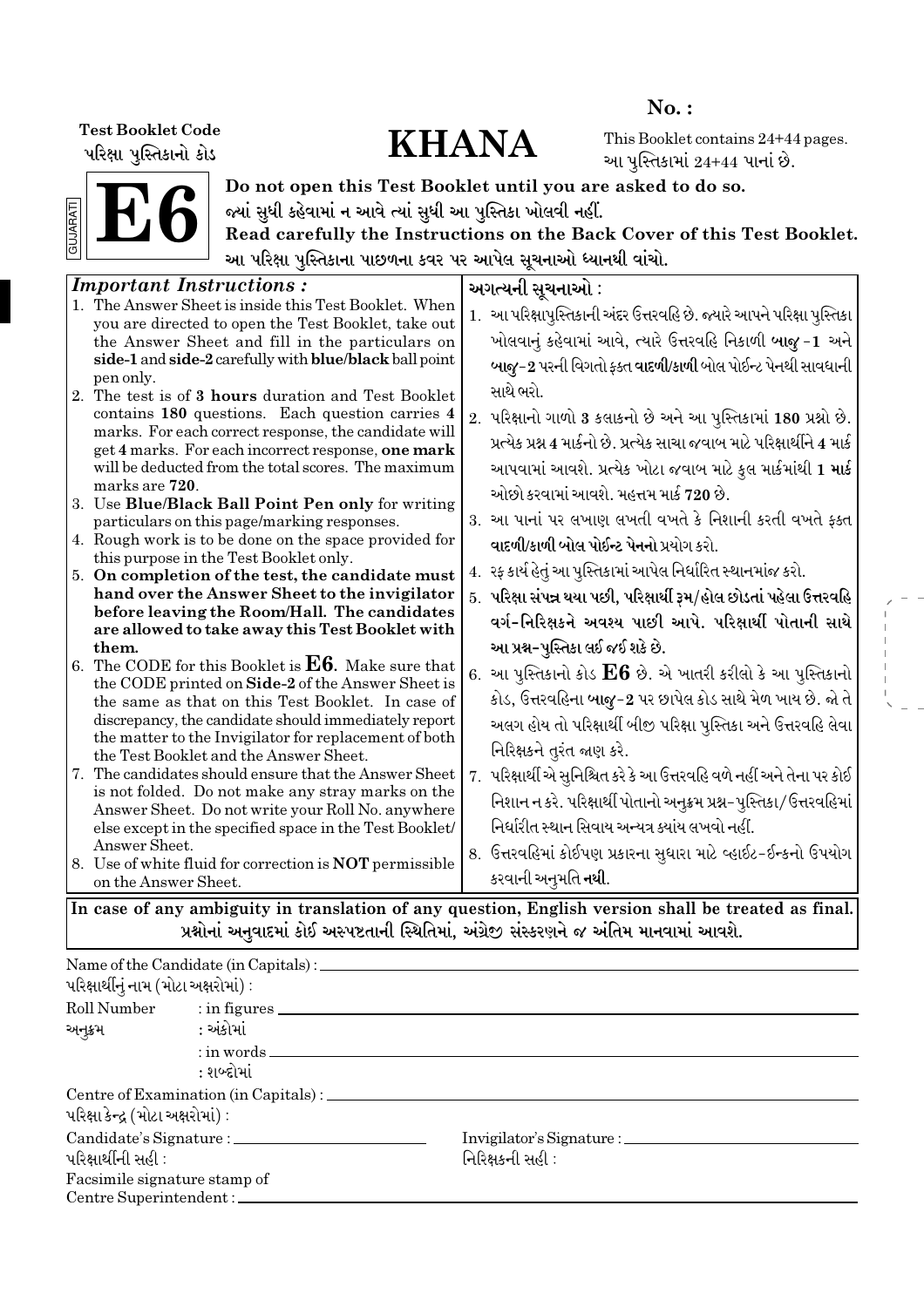**No. :**

**Test Booklet Code**
પરિક્ષા પુસ્તિકાનો કોડ

# KHANA

This Booklet contains 24+44 pages.
આ પુસ્તિકામાં 24+44 પાનાં છે.

GUJARATI

# E6

**Do not open this Test Booklet until you are asked to do so.**
**જ્યાં સુધી કહેવામાં ન આવે ત્યાં સુધી આ પુસ્તિકા ખોલવી નહીં.**
**Read carefully the Instructions on the Back Cover of this Test Booklet.**
**આ પરિક્ષા પુસ્તિકાના પાછળના કવર પર આપેલ સૂચનાઓ ધ્યાનથી વાંચો.**

### *Important Instructions :*

1. The Answer Sheet is inside this Test Booklet. When you are directed to open the Test Booklet, take out the Answer Sheet and fill in the particulars on **side-1** and **side-2** carefully with **blue/black** ball point pen only.
2. The test is of **3 hours** duration and Test Booklet contains **180** questions. Each question carries **4** marks. For each correct response, the candidate will get **4** marks. For each incorrect response, **one mark** will be deducted from the total scores. The maximum marks are **720**.
3. Use **Blue/Black Ball Point Pen only** for writing particulars on this page/marking responses.
4. Rough work is to be done on the space provided for this purpose in the Test Booklet only.
5. **On completion of the test, the candidate must hand over the Answer Sheet to the invigilator before leaving the Room/Hall. The candidates are allowed to take away this Test Booklet with them.**
6. The CODE for this Booklet is **E6**. Make sure that the CODE printed on **Side-2** of the Answer Sheet is the same as that on this Test Booklet. In case of discrepancy, the candidate should immediately report the matter to the Invigilator for replacement of both the Test Booklet and the Answer Sheet.
7. The candidates should ensure that the Answer Sheet is not folded. Do not make any stray marks on the Answer Sheet. Do not write your Roll No. anywhere else except in the specified space in the Test Booklet/ Answer Sheet.
8. Use of white fluid for correction is **NOT** permissible on the Answer Sheet.

### અગત્યની સૂચનાઓ :

1. આ પરિક્ષાપુસ્તિકાની અંદર ઉત્તરવહિ છે. જ્યારે આપને પરિક્ષા પુસ્તિકા ખોલવાનું કહેવામાં આવે, ત્યારે ઉત્તરવહિ નિકાળી **બાજુ-1** અને **બાજુ-2** પરની વિગતો ફક્ત **વાદળી/કાળી** બોલ પોઈન્ટ પેનથી સાવધાની સાથે ભરો.
2. પરિક્ષાનો ગાળો **3** કલાકનો છે અને આ પુસ્તિકામાં **180** પ્રશ્નો છે. પ્રત્યેક પ્રશ્ન **4** માર્કનો છે. પ્રત્યેક સાચા જવાબ માટે પરિક્ષાર્થીને **4** માર્ક આપવામાં આવશે. પ્રત્યેક ખોટા જવાબ માટે કુલ માર્કમાંથી **1 માર્ક** ઓછો કરવામાં આવશે. મહત્તમ માર્ક **720** છે.
3. આ પાનાં પર લખાણ લખતી વખતે કે નિશાની કરતી વખતે ફક્ત **વાદળી/કાળી બોલ પોઈન્ટ પેનનો** પ્રયોગ કરો.
4. રફ કાર્ય હેતું આ પુસ્તિકામાં આપેલ નિર્ધારિત સ્થાનમાંજ કરો.
5. **પરિક્ષા સંપન્ન થયા પછી, પરિક્ષાર્થી રૂમ/હોલ છોડતાં પહેલા ઉત્તરવહિ વર્ગ-નિરિક્ષકને અવશ્ય પાછી આપે. પરિક્ષાર્થી પોતાની સાથે આ પ્રશ્ન-પુસ્તિકા લઈ જઈ શકે છે.**
6. આ પુસ્તિકાનો કોડ **E6** છે. એ ખાતરી કરીલો કે આ પુસ્તિકાનો કોડ, ઉત્તરવહિના **બાજુ-2** પર છાપેલ કોડ સાથે મેળ ખાય છે. જો તે અલગ હોય તો પરિક્ષાર્થી બીજી પરિક્ષા પુસ્તિકા અને ઉત્તરવહિ લેવા નિરિક્ષકને તુરંત જાણ કરે.
7. પરિક્ષાર્થી એ સુનિશ્ચિત કરે કે આ ઉત્તરવહિ વળે નહીં અને તેના પર કોઈ નિશાન ન કરે. પરિક્ષાર્થી પોતાનો અનુક્રમ પ્રશ્ન-પુસ્તિકા/ઉત્તરવહિમાં નિર્ધારીત સ્થાન સિવાય અન્યત્ર ક્યાંય લખવો નહીં.
8. ઉત્તરવહિમાં કોઈપણ પ્રકારના સુધારા માટે વ્હાઈટ-ઈન્કનો ઉપયોગ કરવાની અનુમતિ **નથી.**

**In case of any ambiguity in translation of any question, English version shall be treated as final.**
**પ્રશ્નોનાં અનુવાદમાં કોઈ અસ્પષ્ટતાની સ્થિતિમાં, અંગ્રેજી સંસ્કરણને જ અંતિમ માનવામાં આવશે.**

Name of the Candidate (in Capitals) : ____________________
પરિક્ષાર્થીનું નામ (મોટા અક્ષરોમાં) :

Roll Number : in figures ____________________
અનુક્રમ : અંકોમાં
: in words ____________________
: શબ્દોમાં

Centre of Examination (in Capitals) : ____________________
પરિક્ષા કેન્દ્ર (મોટા અક્ષરોમાં) :

Candidate's Signature : ____________________
પરિક્ષાર્થીની સહી :

Invigilator's Signature : ____________________
નિરિક્ષકની સહી :

Facsimile signature stamp of
Centre Superintendent : ____________________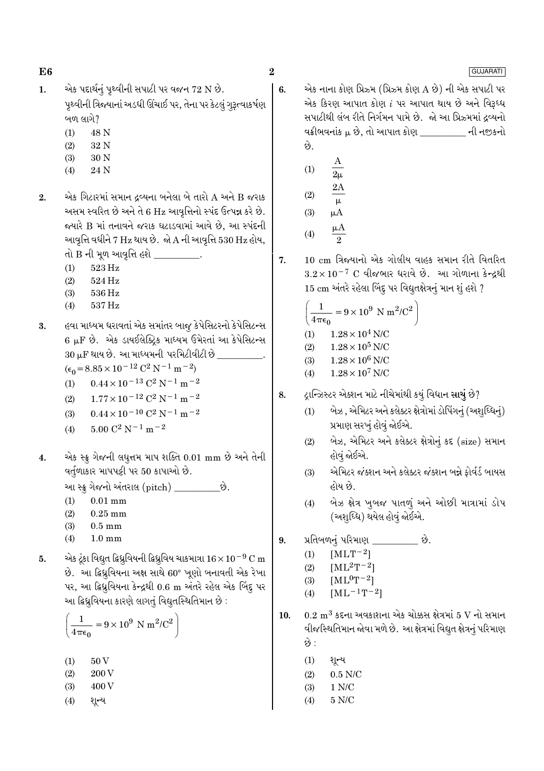1. એક પદાર્થનું પૃથ્વીની સપાટી પર વજન 72 N છે. પૃથ્વીની ત્રિજ્યાનાં અડધી ઊંચાઈ પર, તેના પર કેટલું ગુરૂત્વાકર્ષણ બળ લાગે?
   (1) 48 N
   (2) 32 N
   (3) 30 N
   (4) 24 N

2. એક ગિટારમાં સમાન દ્રવ્યના બનેલા બે તારો A અને B જરાક અસમ સ્વરિત છે અને તે 6 Hz આવૃત્તિનો સ્પંદ ઉત્પન્ન કરે છે. જ્યારે B માં તનાવને જરાક ઘટાડવામાં આવે છે, આ સ્પંદની આવૃત્તિ વધીને 7 Hz થાય છે. જો A ની આવૃત્તિ 530 Hz હોય, તો B ની મૂળ આવૃત્તિ હશે __________.
   (1) 523 Hz
   (2) 524 Hz
   (3) 536 Hz
   (4) 537 Hz

3. હવા માધ્યમ ધરાવતાં એક સમાંતર બાજુ કેપેસિટરનો કેપેસિટન્સ 6 $\mu$F છે. એક ડાયઈલેક્ટ્રિક માધ્યમ ઉમેરતાં આ કેપેસિટન્સ 30 $\mu$F થાય છે. આ માધ્યમની પરમિટીવીટી છે __________.
   $(\epsilon_0 = 8.85 \times 10^{-12}\ C^2\ N^{-1}\ m^{-2})$
   (1) $0.44 \times 10^{-13}\ C^2\ N^{-1}\ m^{-2}$
   (2) $1.77 \times 10^{-12}\ C^2\ N^{-1}\ m^{-2}$
   (3) $0.44 \times 10^{-10}\ C^2\ N^{-1}\ m^{-2}$
   (4) $5.00\ C^2\ N^{-1}\ m^{-2}$

4. એક સ્ક્રુ ગેજની લઘુત્તમ માપ શક્તિ 0.01 mm છે અને તેની વર્તુળાકાર માપપટ્ટી પર 50 કાપાઓ છે.
   આ સ્ક્રુ ગેજનો અંતરાલ (pitch) __________ છે.
   (1) 0.01 mm
   (2) 0.25 mm
   (3) 0.5 mm
   (4) 1.0 mm

5. એક ટૂંકા વિદ્યુત દ્વિધ્રુવિયની દ્વિધ્રુવિય ચાકમાત્રા $16 \times 10^{-9}$ C m છે. આ દ્વિધ્રુવિયના અક્ષ સાથે 60° ખૂણો બનાવતી એક રેખા પર, આ દ્વિધ્રુવિયના કેન્દ્રથી 0.6 m અંતરે રહેલ એક બિંદુ પર આ દ્વિધ્રુવિયના કારણે લાગતું વિદ્યુતસ્થિતિમાન છે :
   $$\left(\frac{1}{4\pi\epsilon_0} = 9 \times 10^9\ N\ m^2/C^2\right)$$
   (1) 50 V
   (2) 200 V
   (3) 400 V
   (4) શૂન્ય

6. એક નાના કોણ પ્રિઝમ (પ્રિઝમ કોણ A છે) ની એક સપાટી પર એક કિરણ આપાત કોણ $i$ પર આપાત થાય છે અને વિરૂધ્ધ સપાટીથી લંબ રીતે નિર્ગમન પામે છે. જો આ પ્રિઝમમાં દ્રવ્યનો વક્રીભવનાંક $\mu$ છે, તો આપાત કોણ __________ ની નજીકનો છે.
   (1) $\frac{A}{2\mu}$
   (2) $\frac{2A}{\mu}$
   (3) $\mu A$
   (4) $\frac{\mu A}{2}$

7. 10 cm ત્રિજ્યાનો એક ગોલીય વાહક સમાન રીતે વિતરિત $3.2 \times 10^{-7}$ C વીજભાર ધરાવે છે. આ ગોળાના કેન્દ્રથી 15 cm અંતરે રહેલા બિંદુ પર વિદ્યુતક્ષેત્રનું માન શું હશે ?
   $$\left(\frac{1}{4\pi\epsilon_0} = 9 \times 10^9\ N\ m^2/C^2\right)$$
   (1) $1.28 \times 10^4$ N/C
   (2) $1.28 \times 10^5$ N/C
   (3) $1.28 \times 10^6$ N/C
   (4) $1.28 \times 10^7$ N/C

8. ટ્રાન્ઝિસ્ટર એક્શન માટે નીચેમાંથી કયું વિધાન **સાચું** છે?
   (1) બેઝ, એમિટર અને કલેક્ટર ક્ષેત્રોમાં ડોપિંગનું (અશુધ્ધિનું) પ્રમાણ સરખું હોવું જોઈએ.
   (2) બેઝ, એમિટર અને કલેક્ટર ક્ષેત્રોનું કદ (size) સમાન હોવું જોઈએ.
   (3) એમિટર જંક્શન અને કલેક્ટર જંક્શન બન્ને ફોર્વર્ડ બાયસ હોય છે.
   (4) બેઝ ક્ષેત્ર ખુબજ પાતળું અને ઓછી માત્રામાં ડોપ (અશુધ્ધિ) થયેલ હોવું જોઈએ.

9. પ્રતિબળનું પરિમાણ __________ છે.
   (1) $[MLT^{-2}]$
   (2) $[ML^2T^{-2}]$
   (3) $[ML^0T^{-2}]$
   (4) $[ML^{-1}T^{-2}]$

10. 0.2 $m^3$ કદના અવકાશના એક ચોક્કસ ક્ષેત્રમાં 5 V નો સમાન વીજસ્થિતિમાન જોવા મળે છે. આ ક્ષેત્રમાં વિદ્યુત ક્ષેત્રનું પરિમાણ છે :
    (1) શૂન્ય
    (2) 0.5 N/C
    (3) 1 N/C
    (4) 5 N/C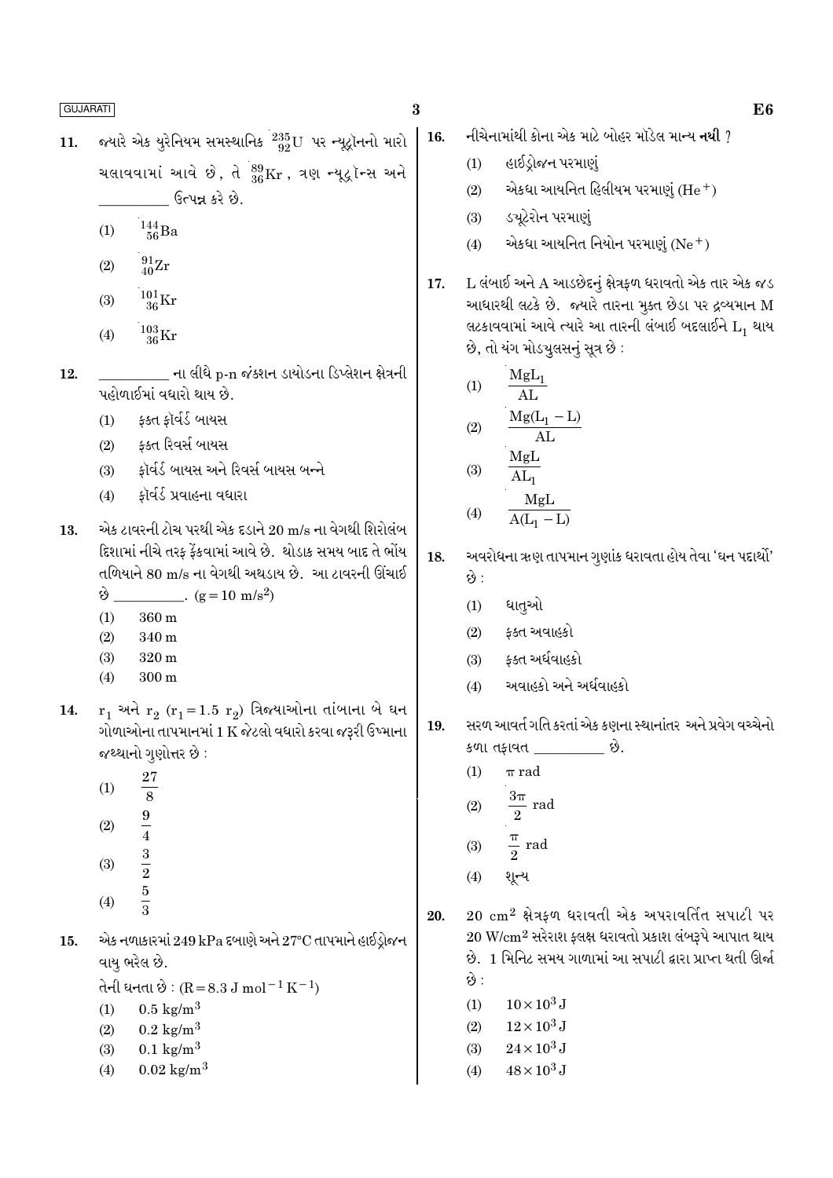**11.** જ્યારે એક યુરેનિયમ સમસ્થાનિક $^{235}_{92}U$ પર ન્યૂટ્રોનનો મારો ચલાવવામાં આવે છે, તે $^{89}_{36}Kr$ , ત્રણ ન્યૂટ્રૉન્સ અને __________ ઉત્પન્ન કરે છે.

(1) $^{144}_{56}Ba$

(2) $^{91}_{40}Zr$

(3) $^{101}_{36}Kr$

(4) $^{103}_{36}Kr$

**12.** __________ ના લીધે p-n જંક્શન ડાયોડના ડિપ્લેશન ક્ષેત્રની પહોળાઈમાં વધારો થાય છે.

(1) ફક્ત ફૉર્વર્ડ બાયસ

(2) ફક્ત રિવર્સ બાયસ

(3) ફૉર્વર્ડ બાયસ અને રિવર્સ બાયસ બન્ને

(4) ફૉર્વર્ડ પ્રવાહના વધારા

**13.** એક ટાવરની ટોચ પરથી એક દડાને 20 m/s ના વેગથી શિરોલંબ દિશામાં નીચે તરફ ફેંકવામાં આવે છે. થોડાક સમય બાદ તે ભોંય તળિયાને 80 m/s ના વેગથી અથડાય છે. આ ટાવરની ઊંચાઈ છે __________. ($g = 10\ m/s^2$)

(1) 360 m

(2) 340 m

(3) 320 m

(4) 300 m

**14.** $r_1$ અને $r_2$ ($r_1 = 1.5\ r_2$) ત્રિજ્યાઓના તાંબાના બે ઘન ગોળાઓના તાપમાનમાં 1 K જેટલો વધારો કરવા જરૂરી ઉષ્માના જથ્થાનો ગુણોત્તર છે :

(1) $\dfrac{27}{8}$

(2) $\dfrac{9}{4}$

(3) $\dfrac{3}{2}$

(4) $\dfrac{5}{3}$

**15.** એક નળાકારમાં 249 kPa દબાણે અને 27°C તાપમાને હાઈડ્રોજન વાયુ ભરેલ છે.

તેની ઘનતા છે : ($R = 8.3\ J\ mol^{-1}\ K^{-1}$)

(1) $0.5\ kg/m^3$

(2) $0.2\ kg/m^3$

(3) $0.1\ kg/m^3$

(4) $0.02\ kg/m^3$

**16.** નીચેનામાંથી કોના એક માટે બોહર મૉડેલ માન્ય **નથી** ?

(1) હાઈડ્રોજન પરમાણું

(2) એકધા આયનિત હિલીયમ પરમાણું ($He^+$)

(3) ડ્યૂટેરોન પરમાણું

(4) એકધા આયનિત નિયોન પરમાણું ($Ne^+$)

**17.** L લંબાઈ અને A આડછેદનું ક્ષેત્રફળ ધરાવતો એક તાર એક જડ આધારથી લટકે છે. જ્યારે તારના મુક્ત છેડા પર દ્રવ્યમાન M લટકાવવામાં આવે ત્યારે આ તારની લંબાઈ બદલાઈને $L_1$ થાય છે, તો યંગ મોડ્યુલસનું સૂત્ર છે :

(1) $\dfrac{MgL_1}{AL}$

(2) $\dfrac{Mg(L_1 - L)}{AL}$

(3) $\dfrac{MgL}{AL_1}$

(4) $\dfrac{MgL}{A(L_1 - L)}$

**18.** અવરોધના ઋણ તાપમાન ગુણાંક ધરાવતા હોય તેવા 'ઘન પદાર્થો' છે :

(1) ધાતુઓ

(2) ફક્ત અવાહકો

(3) ફક્ત અર્ધવાહકો

(4) અવાહકો અને અર્ધવાહકો

**19.** સરળ આવર્ત ગતિ કરતાં એક કણના સ્થાનાંતર અને પ્રવેગ વચ્ચેનો કળા તફાવત __________ છે.

(1) $\pi$ rad

(2) $\dfrac{3\pi}{2}$ rad

(3) $\dfrac{\pi}{2}$ rad

(4) શૂન્ય

**20.** 20 $cm^2$ ક્ષેત્રફળ ધરાવતી એક અપરાવર્તિત સપાટી પર 20 $W/cm^2$ સરેરાશ ફ્લક્ષ ધરાવતો પ્રકાશ લંબરૂપે આપાત થાય છે. 1 મિનિટ સમય ગાળામાં આ સપાટી દ્વારા પ્રાપ્ત થતી ઊર્જા છે :

(1) $10 \times 10^3\ J$

(2) $12 \times 10^3\ J$

(3) $24 \times 10^3\ J$

(4) $48 \times 10^3\ J$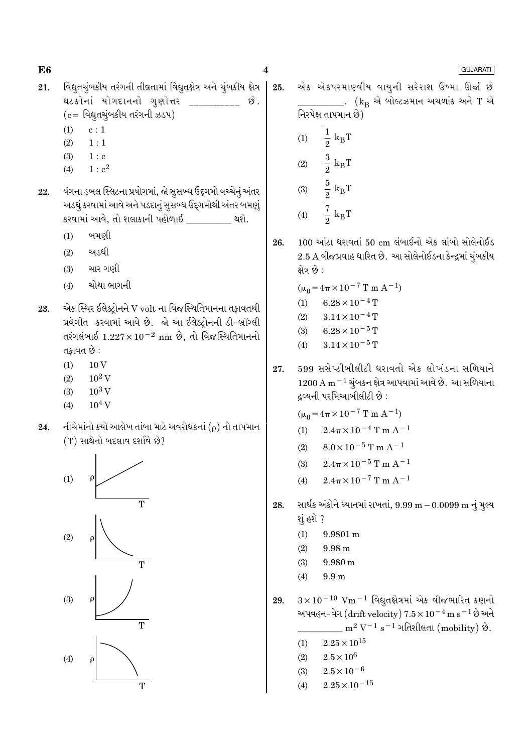21. વિદ્યુતચુંબકીય તરંગની તીવ્રતામાં વિદ્યુતક્ષેત્ર અને ચુંબકીય ક્ષેત્ર ઘટકોનાં યોગદાનનો ગુણોત્તર __________ છે. (c= વિદ્યુતચુંબકીય તરંગની ઝડપ)

    (1) $c : 1$
    (2) $1 : 1$
    (3) $1 : c$
    (4) $1 : c^2$

22. યંગના ડબલ સ્લિટના પ્રયોગમાં, જો સુસબ્ધ ઉદ્દગમો વચ્ચેનું અંતર અડધું કરવામાં આવે અને પડદાનું સુસબ્ધ ઉદ્દગમોથી અંતર બમણું કરવામાં આવે, તો શલાકાની પહોળાઈ __________ થશે.

    (1) બમણી
    (2) અડધી
    (3) ચાર ગણી
    (4) ચોથા ભાગની

23. એક સ્થિર ઈલેક્ટ્રોનને V volt ના વિજસ્થિતિમાનના તફાવતથી પ્રવેગીત કરવામાં આવે છે. જો આ ઈલેક્ટ્રોનની ડી-બ્રૉગ્લી તરંગલંબાઈ $1.227 \times 10^{-2}$ nm છે, તો વિજસ્થિતિમાનનો તફાવત છે :

    (1) 10 V
    (2) $10^2$ V
    (3) $10^3$ V
    (4) $10^4$ V

24. નીચેમાંનો કયો આલેખ તાંબા માટે અવરોધકનાં ($\rho$) નો તાપમાન (T) સાથેનો બદલાવ દર્શાવે છે?

    (1) ρ T
    (2) ρ T
    (3) ρ T
    (4) ρ T

25. એક એકપરમાણ્વીય વાયુની સરેરાશ ઉષ્મા ઊર્જા છે __________. ($k_B$ એ બોલ્ટ્ઝમાન અચળાંક અને T એ નિરપેક્ષ તાપમાન છે)

    (1) $\frac{1}{2} k_B T$
    (2) $\frac{3}{2} k_B T$
    (3) $\frac{5}{2} k_B T$
    (4) $\frac{7}{2} k_B T$

26. 100 આંટા ધરાવતાં 50 cm લંબાઈનો એક લાંબો સોલેનોઈડ 2.5 A વીજપ્રવાહ ધારિત છે. આ સોલેનોઈડના કેન્દ્રમાં ચુંબકીય ક્ષેત્ર છે :

    ($\mu_0 = 4\pi \times 10^{-7}$ T m A$^{-1}$)

    (1) $6.28 \times 10^{-4}$ T
    (2) $3.14 \times 10^{-4}$ T
    (3) $6.28 \times 10^{-5}$ T
    (4) $3.14 \times 10^{-5}$ T

27. 599 સસેપ્ટીબીલીટી ધરાવતો એક લોખંડના સળિયાને 1200 A m$^{-1}$ ચુંબકન ક્ષેત્ર આપવામાં આવે છે. આ સળિયાના દ્રવ્યની પરમિઆબીલીટી છે :

    ($\mu_0 = 4\pi \times 10^{-7}$ T m A$^{-1}$)

    (1) $2.4\pi \times 10^{-4}$ T m A$^{-1}$
    (2) $8.0 \times 10^{-5}$ T m A$^{-1}$
    (3) $2.4\pi \times 10^{-5}$ T m A$^{-1}$
    (4) $2.4\pi \times 10^{-7}$ T m A$^{-1}$

28. સાર્થક અંકોને ધ્યાનમાં રાખતાં, 9.99 m − 0.0099 m નું મુલ્ય શું હશે ?

    (1) 9.9801 m
    (2) 9.98 m
    (3) 9.980 m
    (4) 9.9 m

29. $3 \times 10^{-10}$ Vm$^{-1}$ વિદ્યુતક્ષેત્રમાં એક વીજભારિત કણનો અપવહન-વેગ (drift velocity) $7.5 \times 10^{-4}$ m s$^{-1}$ છે અને __________ m$^2$ V$^{-1}$ s$^{-1}$ ગતિશીલતા (mobility) છે.

    (1) $2.25 \times 10^{15}$
    (2) $2.5 \times 10^{6}$
    (3) $2.5 \times 10^{-6}$
    (4) $2.25 \times 10^{-15}$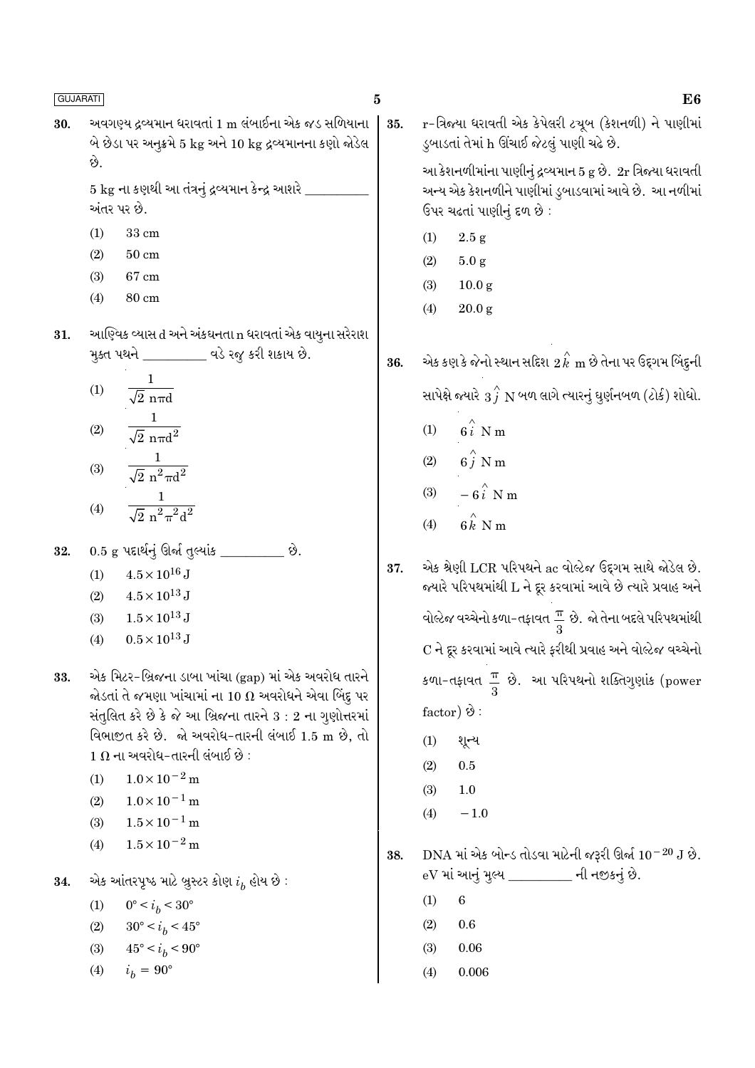30. અવગણ્ય દ્રવ્યમાન ધરાવતાં 1 m લંબાઈના એક જડ સળિયાના બે છેડા પર અનુક્રમે 5 kg અને 10 kg દ્રવ્યમાનના કણો જોડેલ છે.

5 kg ના કણથી આ તંત્રનું દ્રવ્યમાન કેન્દ્ર આશરે __________ અંતર પર છે.

(1) 33 cm
(2) 50 cm
(3) 67 cm
(4) 80 cm

31. આણ્વિક વ્યાસ d અને અંકધનતા n ધરાવતાં એક વાયુના સરેરાશ મુક્ત પથને __________ વડે રજુ કરી શકાય છે.

(1) $\frac{1}{\sqrt{2}\ n\pi d}$
(2) $\frac{1}{\sqrt{2}\ n\pi d^2}$
(3) $\frac{1}{\sqrt{2}\ n^2\pi d^2}$
(4) $\frac{1}{\sqrt{2}\ n^2\pi^2 d^2}$

32. 0.5 g પદાર્થનું ઊર્જા તુલ્યાંક __________ છે.

(1) $4.5 \times 10^{16}$ J
(2) $4.5 \times 10^{13}$ J
(3) $1.5 \times 10^{13}$ J
(4) $0.5 \times 10^{13}$ J

33. એક મિટર-બ્રિજના ડાબા ખાંચા (gap) માં એક અવરોધ તારને જોડતાં તે જમણા ખાંચામાં ના 10 Ω અવરોધને એવા બિંદુ પર સંતુલિત કરે છે કે જે આ બ્રિજના તારને 3 : 2 ના ગુણોત્તરમાં વિભાજીત કરે છે. જો અવરોધ-તારની લંબાઈ 1.5 m છે, તો 1 Ω ના અવરોધ-તારની લંબાઈ છે :

(1) $1.0 \times 10^{-2}$ m
(2) $1.0 \times 10^{-1}$ m
(3) $1.5 \times 10^{-1}$ m
(4) $1.5 \times 10^{-2}$ m

34. એક આંતરપૃષ્ઠ માટે બ્રુસ્ટર કોણ $i_b$ હોય છે :

(1) $0° < i_b < 30°$
(2) $30° < i_b < 45°$
(3) $45° < i_b < 90°$
(4) $i_b = 90°$

35. r-ત્રિજ્યા ધરાવતી એક કેપેલરી ટ્યૂબ (કેશનળી) ને પાણીમાં ડુબાડતાં તેમાં h ઊંચાઈ જેટલું પાણી ચઢે છે.

આ કેશનળીમાંના પાણીનું દ્રવ્યમાન 5 g છે. 2r ત્રિજ્યા ધરાવતી અન્ય એક કેશનળીને પાણીમાં ડુબાડવામાં આવે છે. આ નળીમાં ઉપર ચઢતાં પાણીનું દળ છે :

(1) 2.5 g
(2) 5.0 g
(3) 10.0 g
(4) 20.0 g

36. એક કણ કે જેનો સ્થાન સદિશ $2\hat{k}$ m છે તેના પર ઉદ્દગમ બિંદુની સાપેક્ષે જ્યારે $3\hat{j}$ N બળ લાગે ત્યારનું ઘુર્ણનબળ (ટોર્ક) શોધો.

(1) $6\hat{i}$ N m
(2) $6\hat{j}$ N m
(3) $-6\hat{i}$ N m
(4) $6\hat{k}$ N m

37. એક શ્રેણી LCR પરિપથને ac વોલ્ટેજ ઉદ્દગમ સાથે જોડેલ છે. જ્યારે પરિપથમાંથી L ને દૂર કરવામાં આવે છે ત્યારે પ્રવાહ અને વોલ્ટેજ વચ્ચેનો કળા-તફાવત $\frac{\pi}{3}$ છે. જો તેના બદલે પરિપથમાંથી C ને દૂર કરવામાં આવે ત્યારે ફરીથી પ્રવાહ અને વોલ્ટેજ વચ્ચેનો કળા-તફાવત $\frac{\pi}{3}$ છે. આ પરિપથનો શક્તિગુણાંક (power factor) છે :

(1) શૂન્ય
(2) 0.5
(3) 1.0
(4) −1.0

38. DNA માં એક બોન્ડ તોડવા માટેની જરૂરી ઊર્જા $10^{-20}$ J છે. eV માં આનું મુલ્ય __________ ની નજીકનું છે.

(1) 6
(2) 0.6
(3) 0.06
(4) 0.006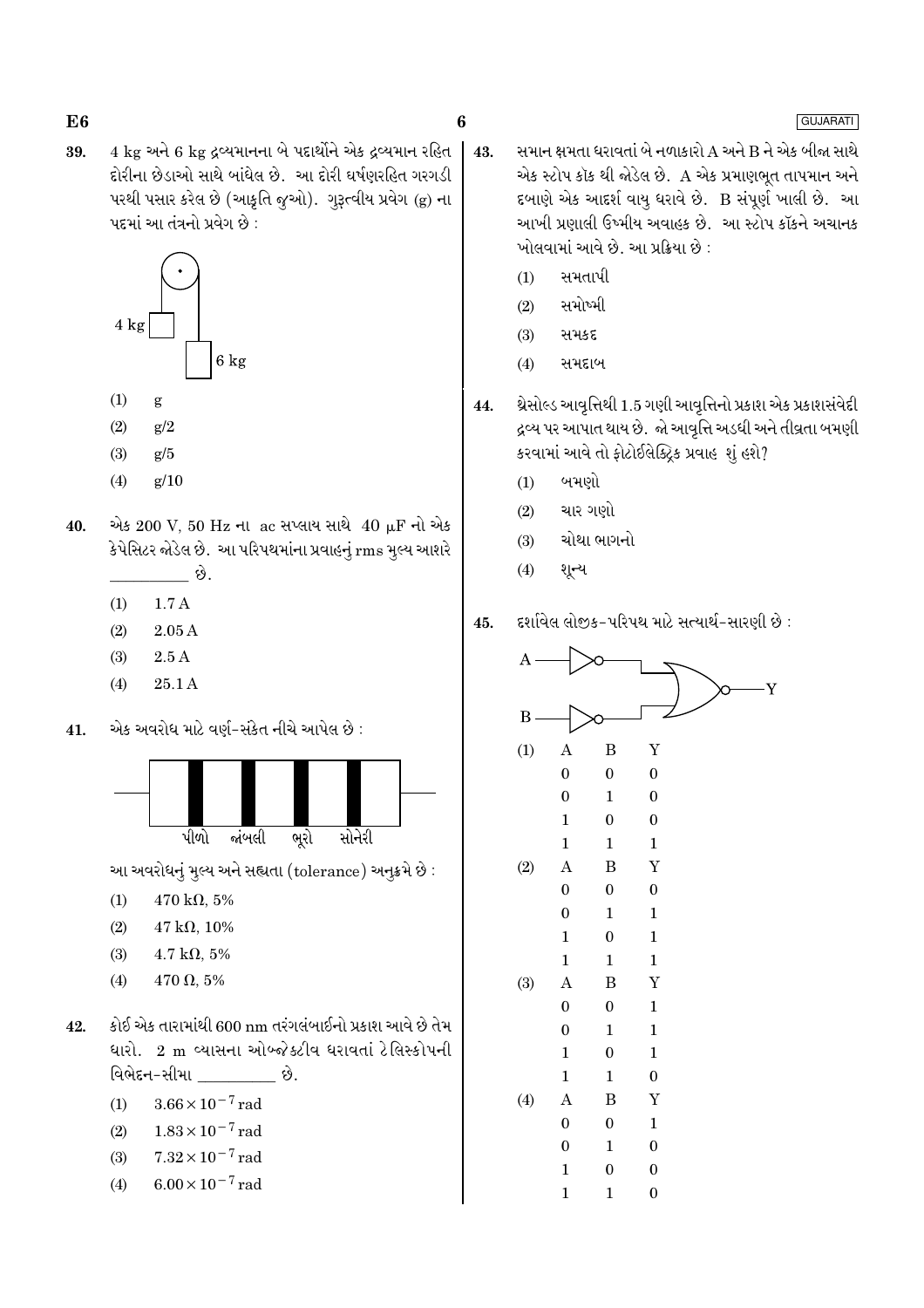**39.** 4 kg અને 6 kg દ્રવ્યમાનના બે પદાર્થોને એક દ્રવ્યમાન રહિત દોરીના છેડાઓ સાથે બાંધેલ છે. આ દોરી ઘર્ષણરહિત ગરગડી પરથી પસાર કરેલ છે (આકૃતિ જુઓ). ગુરૂત્વીય પ્રવેગ (g) ના પદમાં આ તંત્રનો પ્રવેગ છે :

4 kg

6 kg

(1) g

(2) g/2

(3) g/5

(4) g/10

**40.** એક 200 V, 50 Hz ના ac સપ્લાય સાથે 40 μF નો એક કેપેસિટર જોડેલ છે. આ પરિપથમાંના પ્રવાહનું rms મુલ્ય આશરે __________ છે.

(1) 1.7 A

(2) 2.05 A

(3) 2.5 A

(4) 25.1 A

**41.** એક અવરોધ માટે વર્ણ-સંકેત નીચે આપેલ છે :

પીળો જાંબલી ભૂરો સોનેરી

આ અવરોધનું મુલ્ય અને સહ્યતા (tolerance) અનુક્રમે છે :

(1) 470 kΩ, 5%

(2) 47 kΩ, 10%

(3) 4.7 kΩ, 5%

(4) 470 Ω, 5%

**42.** કોઈ એક તારામાંથી 600 nm તરંગલંબાઈનો પ્રકાશ આવે છે તેમ ધારો. 2 m વ્યાસના ઓબ્જેક્ટીવ ધરાવતાં ટેલિસ્કોપની વિભેદન-સીમા __________ છે.

(1) $3.66 \times 10^{-7}$ rad

(2) $1.83 \times 10^{-7}$ rad

(3) $7.32 \times 10^{-7}$ rad

(4) $6.00 \times 10^{-7}$ rad

**43.** સમાન ક્ષમતા ધરાવતાં બે નળાકારો A અને B ને એક બીજા સાથે એક સ્ટોપ કૉક થી જોડેલ છે. A એક પ્રમાણભૂત તાપમાન અને દબાણે એક આદર્શ વાયુ ધરાવે છે. B સંપૂર્ણ ખાલી છે. આ આખી પ્રણાલી ઉષ્મીય અવાહક છે. આ સ્ટોપ કૉકને અચાનક ખોલવામાં આવે છે. આ પ્રક્રિયા છે :

(1) સમતાપી

(2) સમોષ્મી

(3) સમકદ

(4) સમદાબ

**44.** થ્રેસોલ્ડ આવૃત્તિથી 1.5 ગણી આવૃત્તિનો પ્રકાશ એક પ્રકાશસંવેદી દ્રવ્ય પર આપાત થાય છે. જો આવૃત્તિ અડધી અને તીવ્રતા બમણી કરવામાં આવે તો ફોટોઈલેક્ટ્રિક પ્રવાહ શું હશે?

(1) બમણો

(2) ચાર ગણો

(3) ચોથા ભાગનો

(4) શૂન્ય

**45.** દર્શાવેલ લોજીક-પરિપથ માટે સત્યાર્થ-સારણી છે :

A

B

Y

(1)

| A | B | Y |
|---|---|---|
| 0 | 0 | 0 |
| 0 | 1 | 0 |
| 1 | 0 | 0 |
| 1 | 1 | 1 |

(2)

| A | B | Y |
|---|---|---|
| 0 | 0 | 0 |
| 0 | 1 | 1 |
| 1 | 0 | 1 |
| 1 | 1 | 1 |

(3)

| A | B | Y |
|---|---|---|
| 0 | 0 | 1 |
| 0 | 1 | 1 |
| 1 | 0 | 1 |
| 1 | 1 | 0 |

(4)

| A | B | Y |
|---|---|---|
| 0 | 0 | 1 |
| 0 | 1 | 0 |
| 1 | 0 | 0 |
| 1 | 1 | 0 |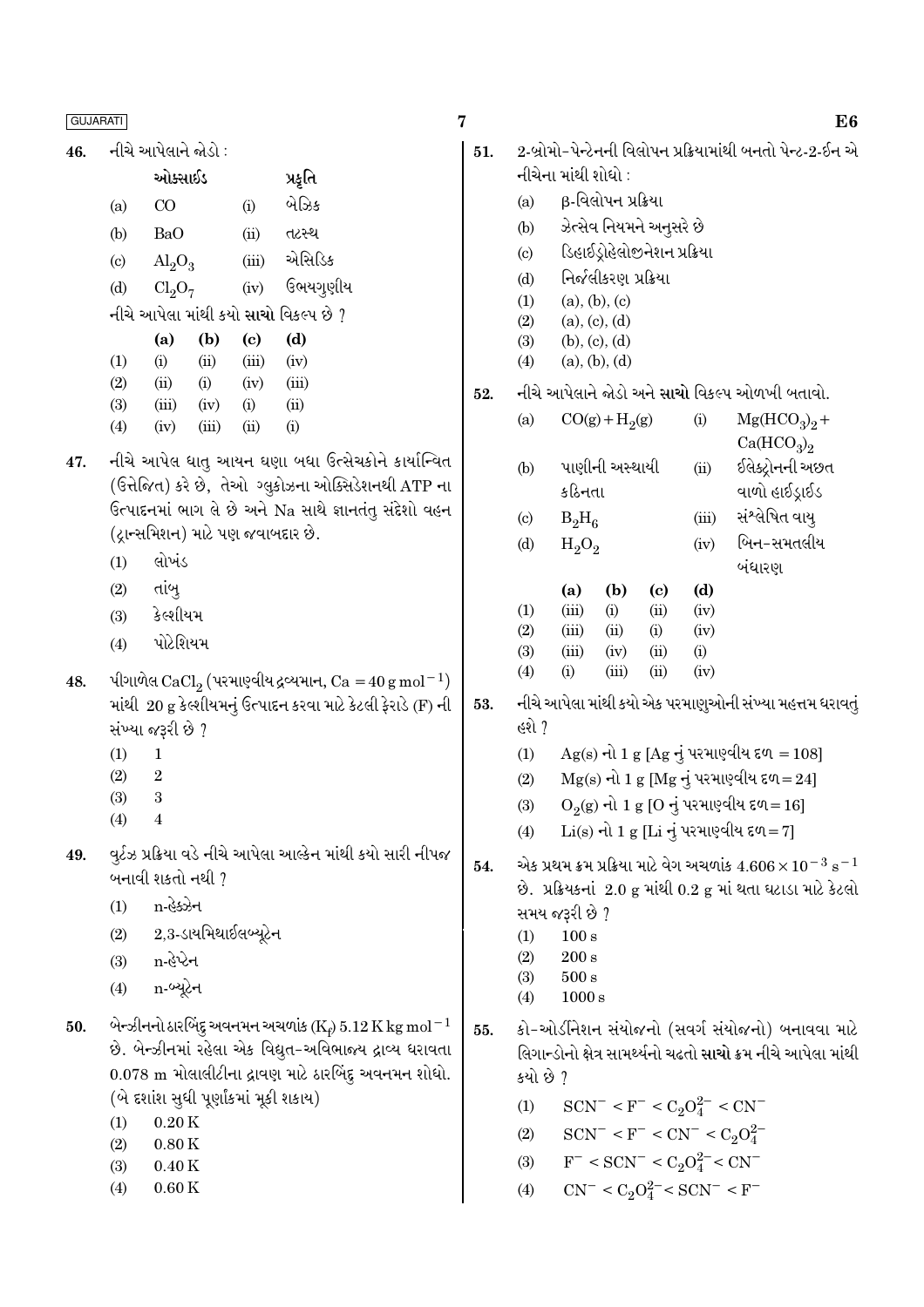46. નીચે આપેલાને જોડો :

| | ઓક્સાઈડ | | પ્રકૃતિ |
|---|---|---|---|
| (a) | CO | (i) | બેઝિક |
| (b) | BaO | (ii) | તટસ્થ |
| (c) | $Al_2O_3$ | (iii) | એસિડિક |
| (d) | $Cl_2O_7$ | (iv) | ઉભયગુણીય |

નીચે આપેલા માંથી કયો **સાચો** વિકલ્પ છે ?

| | (a) | (b) | (c) | (d) |
|---|---|---|---|---|
| (1) | (i) | (ii) | (iii) | (iv) |
| (2) | (ii) | (i) | (iv) | (iii) |
| (3) | (iii) | (iv) | (i) | (ii) |
| (4) | (iv) | (iii) | (ii) | (i) |

47. નીચે આપેલ ધાતુ આયન ઘણા બધા ઉત્સેચકોને કાર્યાન્વિત (ઉત્તેજિત) કરે છે, તેઓ ગ્લુકોઝના ઓક્સિડેશનથી ATP ના ઉત્પાદનમાં ભાગ લે છે અને Na સાથે જ્ઞાનતંતુ સંદેશો વહન (ટ્રાન્સમિશન) માટે પણ જવાબદાર છે.

(1) લોખંડ
(2) તાંબુ
(3) કેલ્શીયમ
(4) પોટેશિયમ

48. પીગાળેલ $CaCl_2$ (પરમાણ્વીય દ્રવ્યમાન, $Ca = 40\,g\,mol^{-1}$) માંથી 20 g કેલ્શીયમનું ઉત્પાદન કરવા માટે કેટલી ફેરાડે (F) ની સંખ્યા જરૂરી છે ?

(1) 1
(2) 2
(3) 3
(4) 4

49. વુર્ટ્ઝ પ્રક્રિયા વડે નીચે આપેલા આલ્કેન માંથી કયો સારી નીપજ બનાવી શકતો નથી ?

(1) n-હેક્ઝેન
(2) 2,3-ડાયમિથાઈલબ્યૂટેન
(3) n-હેપ્ટેન
(4) n-બ્યૂટેન

50. બેન્ઝીનનો ઠારબિંદુ અવનમન અચળાંક ($K_f$) $5.12\,K\,kg\,mol^{-1}$ છે. બેન્ઝીનમાં રહેલા એક વિદ્યુત-અવિભાજ્ય દ્રાવ્ય ધરાવતા 0.078 m મોલાલીટીના દ્રાવણ માટે ઠારબિંદુ અવનમન શોધો. (બે દશાંશ સુધી પૂર્ણાંકમાં મૂકી શકાય)

(1) 0.20 K
(2) 0.80 K
(3) 0.40 K
(4) 0.60 K

51. 2-બ્રોમો-પેન્ટેનની વિલોપન પ્રક્રિયામાંથી બનતો પેન્ટ-2-ઈન એ નીચેના માંથી શોધો :

(a) β-વિલોપન પ્રક્રિયા
(b) ઝેત્સેવ નિયમને અનુસરે છે
(c) ડિહાઈડ્રોહેલોજીનેશન પ્રક્રિયા
(d) નિર્જલીકરણ પ્રક્રિયા

(1) (a), (b), (c)
(2) (a), (c), (d)
(3) (b), (c), (d)
(4) (a), (b), (d)

52. નીચે આપેલાને જોડો અને **સાચો** વિકલ્પ ઓળખી બતાવો.

| | | | |
|---|---|---|---|
| (a) | $CO(g) + H_2(g)$ | (i) | $Mg(HCO_3)_2 + Ca(HCO_3)_2$ |
| (b) | પાણીની અસ્થાયી કઠિનતા | (ii) | ઈલેક્ટ્રોનની અછત વાળો હાઈડ્રાઈડ |
| (c) | $B_2H_6$ | (iii) | સંશ્લેષિત વાયુ |
| (d) | $H_2O_2$ | (iv) | બિન-સમતલીય બંધારણ |

| | (a) | (b) | (c) | (d) |
|---|---|---|---|---|
| (1) | (iii) | (i) | (ii) | (iv) |
| (2) | (iii) | (ii) | (i) | (iv) |
| (3) | (iii) | (iv) | (ii) | (i) |
| (4) | (i) | (iii) | (ii) | (iv) |

53. નીચે આપેલા માંથી કયો એક પરમાણુઓની સંખ્યા મહત્તમ ધરાવતું હશે ?

(1) Ag(s) નો 1 g [Ag નું પરમાણ્વીય દળ = 108]
(2) Mg(s) નો 1 g [Mg નું પરમાણ્વીય દળ = 24]
(3) $O_2(g)$ નો 1 g [O નું પરમાણ્વીય દળ = 16]
(4) Li(s) નો 1 g [Li નું પરમાણ્વીય દળ = 7]

54. એક પ્રથમ ક્રમ પ્રક્રિયા માટે વેગ અચળાંક $4.606 \times 10^{-3}\,s^{-1}$ છે. પ્રક્રિયકનાં 2.0 g માંથી 0.2 g માં થતા ઘટાડા માટે કેટલો સમય જરૂરી છે ?

(1) 100 s
(2) 200 s
(3) 500 s
(4) 1000 s

55. કો-ઓર્ડિનેશન સંયોજનો (સવર્ગ સંયોજનો) બનાવવા માટે લિગાન્ડોનો ક્ષેત્ર સામર્થ્યનો ચઢતો **સાચો** ક્રમ નીચે આપેલા માંથી કયો છે ?

(1) $SCN^- < F^- < C_2O_4^{2-} < CN^-$
(2) $SCN^- < F^- < CN^- < C_2O_4^{2-}$
(3) $F^- < SCN^- < C_2O_4^{2-} < CN^-$
(4) $CN^- < C_2O_4^{2-} < SCN^- < F^-$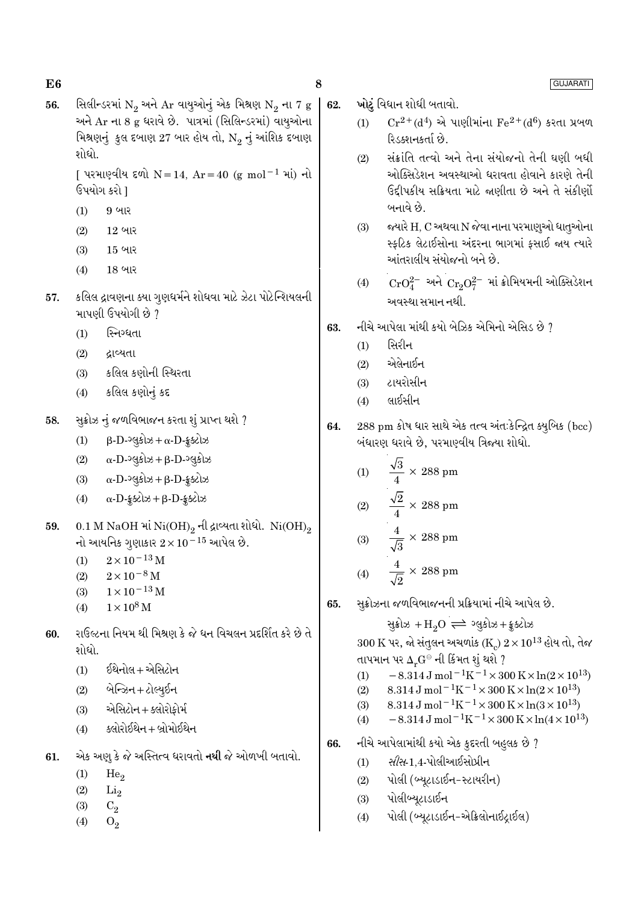56. સિલીન્ડરમાં $N_2$ અને Ar વાયુઓનું એક મિશ્રણ $N_2$ ના 7 g અને Ar ના 8 g ધરાવે છે. પાત્રમાં (સિલિન્ડરમાં) વાયુઓના મિશ્રણનું કુલ દબાણ 27 બાર હોય તો, $N_2$ નું આંશિક દબાણ શોધો.

[ પરમાણ્વીય દળો N = 14, Ar = 40 (g $mol^{-1}$ માં) નો ઉપયોગ કરો ]

(1) 9 બાર
(2) 12 બાર
(3) 15 બાર
(4) 18 બાર

57. કલિલ દ્રાવણના ક્યા ગુણધર્મને શોધવા માટે ઝેટા પોટેન્શિયલની માપણી ઉપયોગી છે ?

(1) સ્નિગ્ધતા
(2) દ્રાવ્યતા
(3) કલિલ કણોની સ્થિરતા
(4) કલિલ કણોનું કદ

58. સુક્રોઝ નું જળવિભાજન કરતા શું પ્રાપ્ત થશે ?

(1) β-D-ગ્લુકોઝ + α-D-ફ્રુક્ટોઝ
(2) α-D-ગ્લુકોઝ + β-D-ગ્લુકોઝ
(3) α-D-ગ્લુકોઝ + β-D-ફ્રુક્ટોઝ
(4) α-D-ફ્રુક્ટોઝ + β-D-ફ્રુક્ટોઝ

59. 0.1 M NaOH માં $Ni(OH)_2$ ની દ્રાવ્યતા શોધો. $Ni(OH)_2$ નો આયનિક ગુણાકાર $2 \times 10^{-15}$ આપેલ છે.

(1) $2 \times 10^{-13}$ M
(2) $2 \times 10^{-8}$ M
(3) $1 \times 10^{-13}$ M
(4) $1 \times 10^{8}$ M

60. રાઉલ્ટના નિયમ થી મિશ્રણ કે જે ધન વિચલન પ્રદર્શિત કરે છે તે શોધો.

(1) ઈથેનોલ + એસિટોન
(2) બેન્ઝિન + ટોલ્યુઈન
(3) એસિટોન + ક્લોરોફોર્મ
(4) ક્લોરોઈથેન + બ્રોમોઈથેન

61. એક અણુ કે જે અસ્તિત્વ ધરાવતો **નથી** જે ઓળખી બતાવો.

(1) $He_2$
(2) $Li_2$
(3) $C_2$
(4) $O_2$

62. **ખોટું** વિધાન શોધી બતાવો.

(1) $Cr^{2+}(d^4)$ એ પાણીમાંના $Fe^{2+}(d^6)$ કરતા પ્રબળ રિડક્શનકર્તા છે.
(2) સંક્રાંતિ તત્વો અને તેના સંયોજનો તેની ઘણી બધી ઓક્સિડેશન અવસ્થાઓ ધરાવતા હોવાને કારણે તેની ઉદ્દીપકીય સક્રિયતા માટે જાણીતા છે અને તે સંકીર્ણો બનાવે છે.
(3) જ્યારે H, C અથવા N જેવા નાના પરમાણુઓ ધાતુઓના સ્ફટિક લેટાઈસોના અંદરના ભાગમાં ફસાઈ જાય ત્યારે આંતરાલીય સંયોજનો બને છે.
(4) $CrO_4^{2-}$ અને $Cr_2O_7^{2-}$ માં ક્રોમિયમની ઓક્સિડેશન અવસ્થા સમાન નથી.

63. નીચે આપેલા માંથી કયો બેઝિક એમિનો એસિડ છે ?

(1) સિરીન
(2) એલેનાઈન
(3) ટાયરોસીન
(4) લાઈસીન

64. 288 pm કોષ ધાર સાથે એક તત્વ અંતઃકેન્દ્રિત ક્યુબિક (bcc) બંધારણ ધરાવે છે, પરમાણ્વીય ત્રિજ્યા શોધો.

(1) $\frac{\sqrt{3}}{4} \times 288$ pm
(2) $\frac{\sqrt{2}}{4} \times 288$ pm
(3) $\frac{4}{\sqrt{3}} \times 288$ pm
(4) $\frac{4}{\sqrt{2}} \times 288$ pm

65. સુક્રોઝના જળવિભાજનની પ્રક્રિયામાં નીચે આપેલ છે.

$$\text{સુક્રોઝ} + H_2O \rightleftharpoons \text{ગ્લુકોઝ} + \text{ફ્રુક્ટોઝ}$$

300 K પર, જો સંતુલન અચળાંક $(K_c)$ $2 \times 10^{13}$ હોય તો, તેજ તાપમાન પર $\Delta_r G^\ominus$ ની કિંમત શું થશે ?

(1) $-8.314\, J\, mol^{-1}K^{-1} \times 300\, K \times \ln(2 \times 10^{13})$
(2) $8.314\, J\, mol^{-1}K^{-1} \times 300\, K \times \ln(2 \times 10^{13})$
(3) $8.314\, J\, mol^{-1}K^{-1} \times 300\, K \times \ln(3 \times 10^{13})$
(4) $-8.314\, J\, mol^{-1}K^{-1} \times 300\, K \times \ln(4 \times 10^{13})$

66. નીચે આપેલામાંથી કયો એક કુદરતી બહુલક છે ?

(1) *સીસ*-1,4-પોલીઆઈસોપ્રીન
(2) પોલી (બ્યૂટાડાઈન-સ્ટાયરીન)
(3) પોલીબ્યૂટાડાઈન
(4) પોલી (બ્યૂટાડાઈન-એક્રિલોનાઈટ્રાઈલ)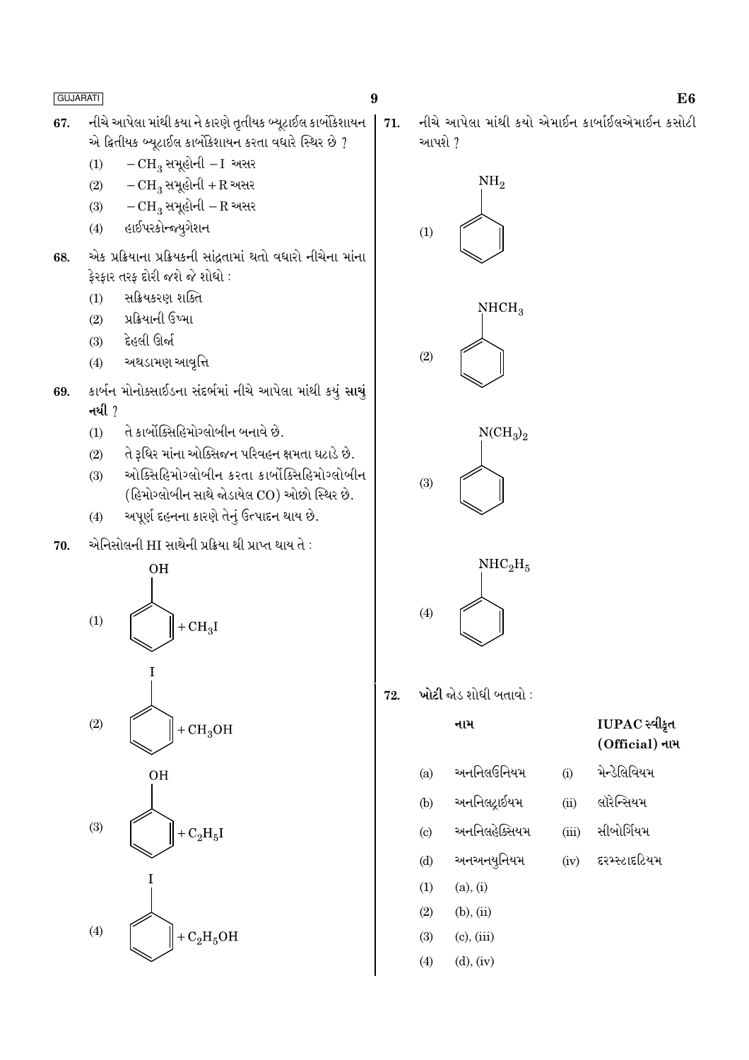67. નીચે આપેલા માંથી કયા ને કારણે તૃતીયક બ્યૂટાઈલ કાર્બોકેશાયન એ દ્વિતીયક બ્યૂટાઈલ કાર્બોકેશાયન કરતા વધારે સ્થિર છે ?

    (1) $-CH_3$ સમૂહોની $-I$ અસર
    
    (2) $-CH_3$ સમૂહોની $+R$ અસર
    
    (3) $-CH_3$ સમૂહોની $-R$ અસર
    
    (4) હાઈપરકોન્જ્યુગેશન

68. એક પ્રક્રિયાના પ્રક્રિયકની સાંદ્રતામાં થતો વધારો નીચેના માંના ફેરફાર તરફ દોરી જશે જે શોધો :

    (1) સક્રિયકરણ શક્તિ
    
    (2) પ્રક્રિયાની ઉષ્મા
    
    (3) દેહલી ઊર્જા
    
    (4) અથડામણ આવૃત્તિ

69. કાર્બન મોનોક્સાઈડના સંદર્ભમાં નીચે આપેલા માંથી કયું **સાચું નથી** ?

    (1) તે કાર્બોક્સિહિમોગ્લોબીન બનાવે છે.
    
    (2) તે રૂધિર માંના ઓક્સિજન પરિવહન ક્ષમતા ઘટાડે છે.
    
    (3) ઓક્સિહિમોગ્લોબીન કરતા કાર્બોક્સિહિમોગ્લોબીન (હિમોગ્લોબીન સાથે જોડાયેલ CO) ઓછો સ્થિર છે.
    
    (4) અપૂર્ણ દહનના કારણે તેનું ઉત્પાદન થાય છે.

70. એનિસોલની HI સાથેની પ્રક્રિયા થી પ્રાપ્ત થાય તે :

    (1) $C_6H_5OH + CH_3I$ (બેન્ઝિન વલય પર OH)
    
    (2) $C_6H_5I + CH_3OH$ (બેન્ઝિન વલય પર I)
    
    (3) $C_6H_5OH + C_2H_5I$ (બેન્ઝિન વલય પર OH)
    
    (4) $C_6H_5I + C_2H_5OH$ (બેન્ઝિન વલય પર I)

71. નીચે આપેલા માંથી કયો એમાઈન કાર્બાઈલએમાઈન કસોટી આપશે ?

    (1) $C_6H_5NH_2$ (બેન્ઝિન વલય પર $NH_2$)
    
    (2) $C_6H_5NHCH_3$ (બેન્ઝિન વલય પર $NHCH_3$)
    
    (3) $C_6H_5N(CH_3)_2$ (બેન્ઝિન વલય પર $N(CH_3)_2$)
    
    (4) $C_6H_5NHC_2H_5$ (બેન્ઝિન વલય પર $NHC_2H_5$)

72. **ખોટી** જોડ શોધી બતાવો :

| | નામ | | IUPAC સ્વીકૃત (Official) નામ |
|---|---|---|---|
| (a) | અનનિલઉનિયમ | (i) | મેન્ડેલિવિયમ |
| (b) | અનનિલટ્રાઈયમ | (ii) | લૉરેન્સિયમ |
| (c) | અનનિલહેક્સિયમ | (iii) | સીબોર્ગિયમ |
| (d) | અનઅનયુનિયમ | (iv) | દરમ્સ્ટાદટિયમ |

    (1) (a), (i)
    
    (2) (b), (ii)
    
    (3) (c), (iii)
    
    (4) (d), (iv)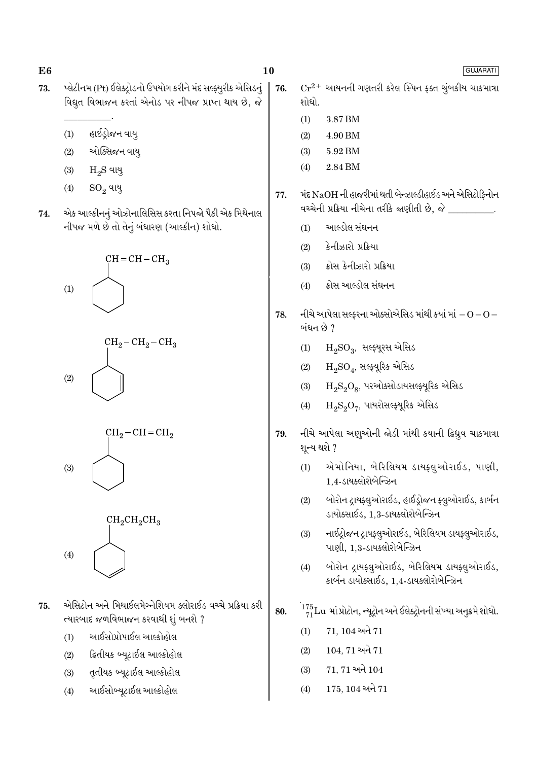73. પ્લેટીનમ (Pt) ઈલેક્ટ્રોડનો ઉપયોગ કરીને મંદ સલ્ફ્યુરીક એસિડનું વિદ્યુત વિભાજન કરતાં એનોડ પર નીપજ પ્રાપ્ત થાય છે, જે __________.

(1) હાઈડ્રોજન વાયુ

(2) ઓક્સિજન વાયુ

(3) $H_2S$ વાયુ

(4) $SO_2$ વાયુ

74. એક આલ્કીનનું ઓઝોનાલિસિસ કરતા નિપજો પૈકી એક મિથેનાલ નીપજ મળે છે તો તેનું બંધારણ (આલ્કીન) શોધો.

(1) $CH=CH-CH_3$ (સાયક્લોહેક્ઝેન વલય સાથે જોડાયેલ)

(2) $CH_2-CH_2-CH_3$ (સાયક્લોહેક્ઝીન વલય સાથે જોડાયેલ)

(3) $CH_2-CH=CH_2$ (સાયક્લોહેક્ઝેન વલય સાથે જોડાયેલ)

(4) $CH_2CH_2CH_3$ (સાયક્લોહેક્ઝીન વલય સાથે જોડાયેલ)

75. એસિટોન અને મિથાઈલમેગ્નેશિયમ ક્લોરાઈડ વચ્ચે પ્રક્રિયા કરી ત્યારબાદ જળવિભાજન કરવાથી શું બનશે ?

(1) આઈસોપ્રોપાઈલ આલ્કોહોલ

(2) દ્વિતીયક બ્યૂટાઈલ આલ્કોહોલ

(3) તૃતીયક બ્યૂટાઈલ આલ્કોહોલ

(4) આઈસોબ્યૂટાઈલ આલ્કોહોલ

76. $Cr^{2+}$ આયનની ગણતરી કરેલ સ્પિન ફક્ત ચુંબકીય ચાકમાત્રા શોધો.

(1) 3.87 BM

(2) 4.90 BM

(3) 5.92 BM

(4) 2.84 BM

77. મંદ NaOH ની હાજરીમાં થતી બેન્ઝાલ્ડીહાઈડ અને એસિટોફિનોન વચ્ચેની પ્રક્રિયા નીચેના તરીકે જાણીતી છે, જે __________.

(1) આલ્ડોલ સંઘનન

(2) કેનીઝારો પ્રક્રિયા

(3) ક્રોસ કેનીઝારો પ્રક્રિયા

(4) ક્રોસ આલ્ડોલ સંઘનન

78. નીચે આપેલા સલ્ફરના ઓક્સોએસિડ માંથી કયાં માં $-O-O-$ બંધન છે ?

(1) $H_2SO_3$, સલ્ફ્યૂરસ એસિડ

(2) $H_2SO_4$, સલ્ફ્યૂરિક એસિડ

(3) $H_2S_2O_8$, પરઓક્સોડાયસલ્ફ્યૂરિક એસિડ

(4) $H_2S_2O_7$, પાયરોસલ્ફ્યૂરિક એસિડ

79. નીચે આપેલા અણુઓની જોડી માંથી કયાની દ્વિધ્રુવ ચાકમાત્રા શૂન્ય થશે ?

(1) એમોનિયા, બેરિલિયમ ડાયફ્લુઓરાઈડ, પાણી, 1,4-ડાયક્લોરોબેન્ઝિન

(2) બોરોન ટ્રાયફ્લુઓરાઈડ, હાઈડ્રોજન ફ્લુઓરાઈડ, કાર્બન ડાયોક્સાઈડ, 1,3-ડાયક્લોરોબેન્ઝિન

(3) નાઈટ્રોજન ટ્રાયફ્લુઓરાઈડ, બેરિલિયમ ડાયફ્લુઓરાઈડ, પાણી, 1,3-ડાયક્લોરોબેન્ઝિન

(4) બોરોન ટ્રાયફ્લુઓરાઈડ, બેરિલિયમ ડાયફ્લુઓરાઈડ, કાર્બન ડાયોક્સાઈડ, 1,4-ડાયક્લોરોબેન્ઝિન

80. $^{175}_{71}Lu$ માં પ્રોટોન, ન્યૂટ્રોન અને ઈલેક્ટ્રોનની સંખ્યા અનુક્રમે શોધો.

(1) 71, 104 અને 71

(2) 104, 71 અને 71

(3) 71, 71 અને 104

(4) 175, 104 અને 71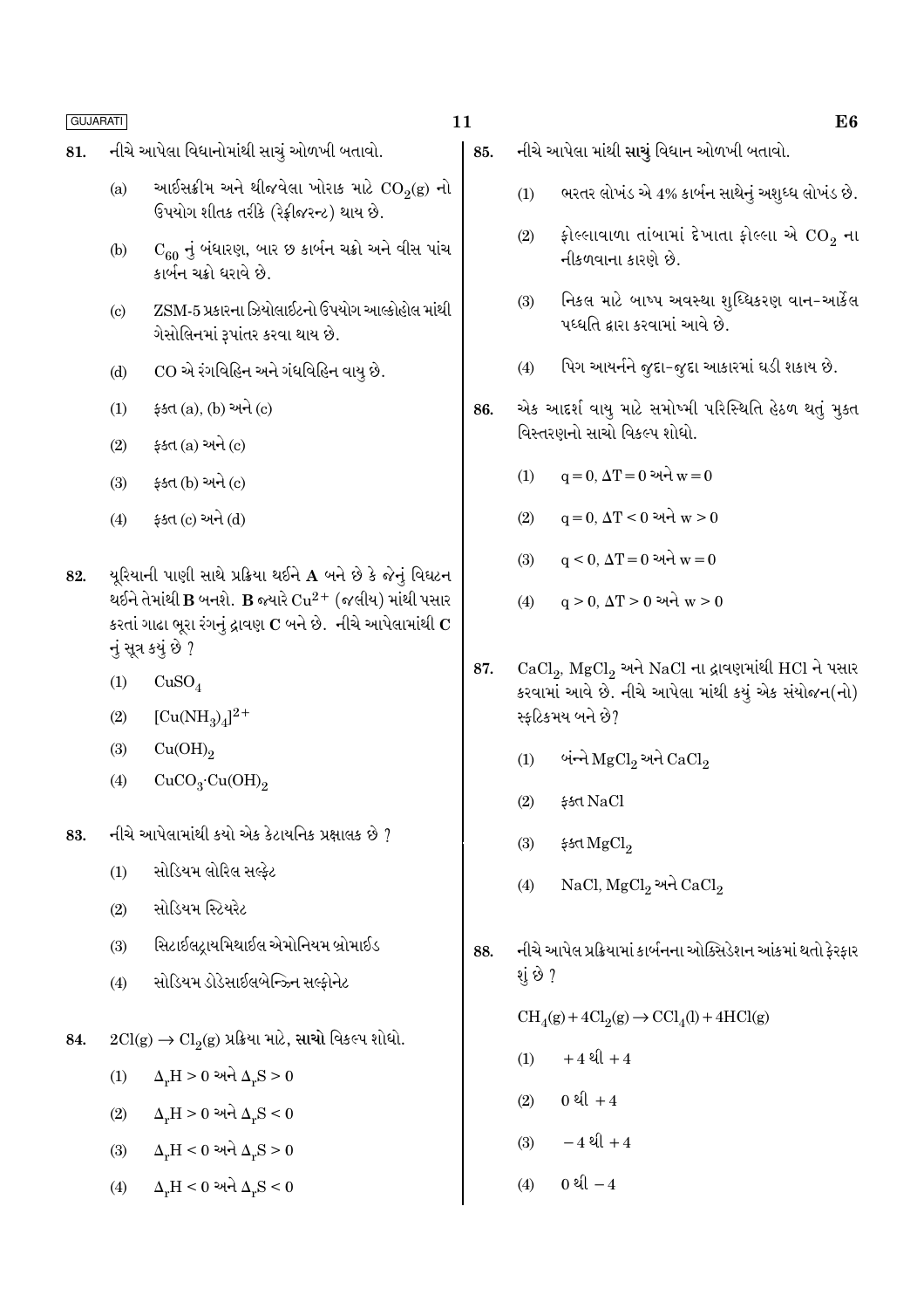81. નીચે આપેલા વિધાનોમાંથી સાચું ઓળખી બતાવો.

(a) આઈસક્રીમ અને થીજવેલા ખોરાક માટે $CO_2(g)$ નો ઉપયોગ શીતક તરીકે (રેફ્રીજરન્ટ) થાય છે.

(b) $C_{60}$ નું બંધારણ, બાર છ કાર્બન ચક્રો અને વીસ પાંચ કાર્બન ચક્રો ધરાવે છે.

(c) ZSM-5 પ્રકારના ઝિયોલાઈટનો ઉપયોગ આલ્કોહોલ માંથી ગેસોલિનમાં રૂપાંતર કરવા થાય છે.

(d) CO એ રંગવિહિન અને ગંધવિહિન વાયુ છે.

(1) ફક્ત (a), (b) અને (c)

(2) ફક્ત (a) અને (c)

(3) ફક્ત (b) અને (c)

(4) ફક્ત (c) અને (d)

82. યૂરિયાની પાણી સાથે પ્રક્રિયા થઈને **A** બને છે કે જેનું વિઘટન થઈને તેમાંથી **B** બનશે. **B** જ્યારે $Cu^{2+}$ (જલીય) માંથી પસાર કરતાં ગાઢા ભૂરા રંગનું દ્રાવણ **C** બને છે. નીચે આપેલામાંથી **C** નું સૂત્ર કયું છે ?

(1) $CuSO_4$

(2) $[Cu(NH_3)_4]^{2+}$

(3) $Cu(OH)_2$

(4) $CuCO_3 \cdot Cu(OH)_2$

83. નીચે આપેલામાંથી કયો એક કેટાયનિક પ્રક્ષાલક છે ?

(1) સોડિયમ લોરિલ સલ્ફેટ

(2) સોડિયમ સ્ટિયરેટ

(3) સિટાઈલટ્રાયમિથાઈલ એમોનિયમ બ્રોમાઈડ

(4) સોડિયમ ડોડેસાઈલબેન્ઝિન સલ્ફોનેટ

84. $2Cl(g) \rightarrow Cl_2(g)$ પ્રક્રિયા માટે, **સાચો** વિકલ્પ શોધો.

(1) $\Delta_r H > 0$ અને $\Delta_r S > 0$

(2) $\Delta_r H > 0$ અને $\Delta_r S < 0$

(3) $\Delta_r H < 0$ અને $\Delta_r S > 0$

(4) $\Delta_r H < 0$ અને $\Delta_r S < 0$

85. નીચે આપેલા માંથી **સાચું** વિધાન ઓળખી બતાવો.

(1) ભરતર લોખંડ એ 4% કાર્બન સાથેનું અશુધ્ધ લોખંડ છે.

(2) ફોલ્લાવાળા તાંબામાં દેખાતા ફોલ્લા એ $CO_2$ ના નીકળવાના કારણે છે.

(3) નિકલ માટે બાષ્પ અવસ્થા શુધ્ધિકરણ વાન-આર્કેલ પધ્ધતિ દ્વારા કરવામાં આવે છે.

(4) પિગ આયર્નને જુદા-જુદા આકારમાં ઘડી શકાય છે.

86. એક આદર્શ વાયુ માટે સમોષ્મી પરિસ્થિતિ હેઠળ થતું મુક્ત વિસ્તરણનો સાચો વિકલ્પ શોધો.

(1) $q = 0, \Delta T = 0$ અને $w = 0$

(2) $q = 0, \Delta T < 0$ અને $w > 0$

(3) $q < 0, \Delta T = 0$ અને $w = 0$

(4) $q > 0, \Delta T > 0$ અને $w > 0$

87. $CaCl_2$, $MgCl_2$ અને NaCl ના દ્રાવણમાંથી HCl ને પસાર કરવામાં આવે છે. નીચે આપેલા માંથી કયું એક સંયોજન(નો) સ્ફટિકમય બને છે?

(1) બંન્ને $MgCl_2$ અને $CaCl_2$

(2) ફક્ત NaCl

(3) ફક્ત $MgCl_2$

(4) NaCl, $MgCl_2$ અને $CaCl_2$

88. નીચે આપેલ પ્રક્રિયામાં કાર્બનના ઓક્સિડેશન આંકમાં થતો ફેરફાર શું છે ?

$CH_4(g) + 4Cl_2(g) \rightarrow CCl_4(l) + 4HCl(g)$

(1) $+4$ થી $+4$

(2) $0$ થી $+4$

(3) $-4$ થી $+4$

(4) $0$ થી $-4$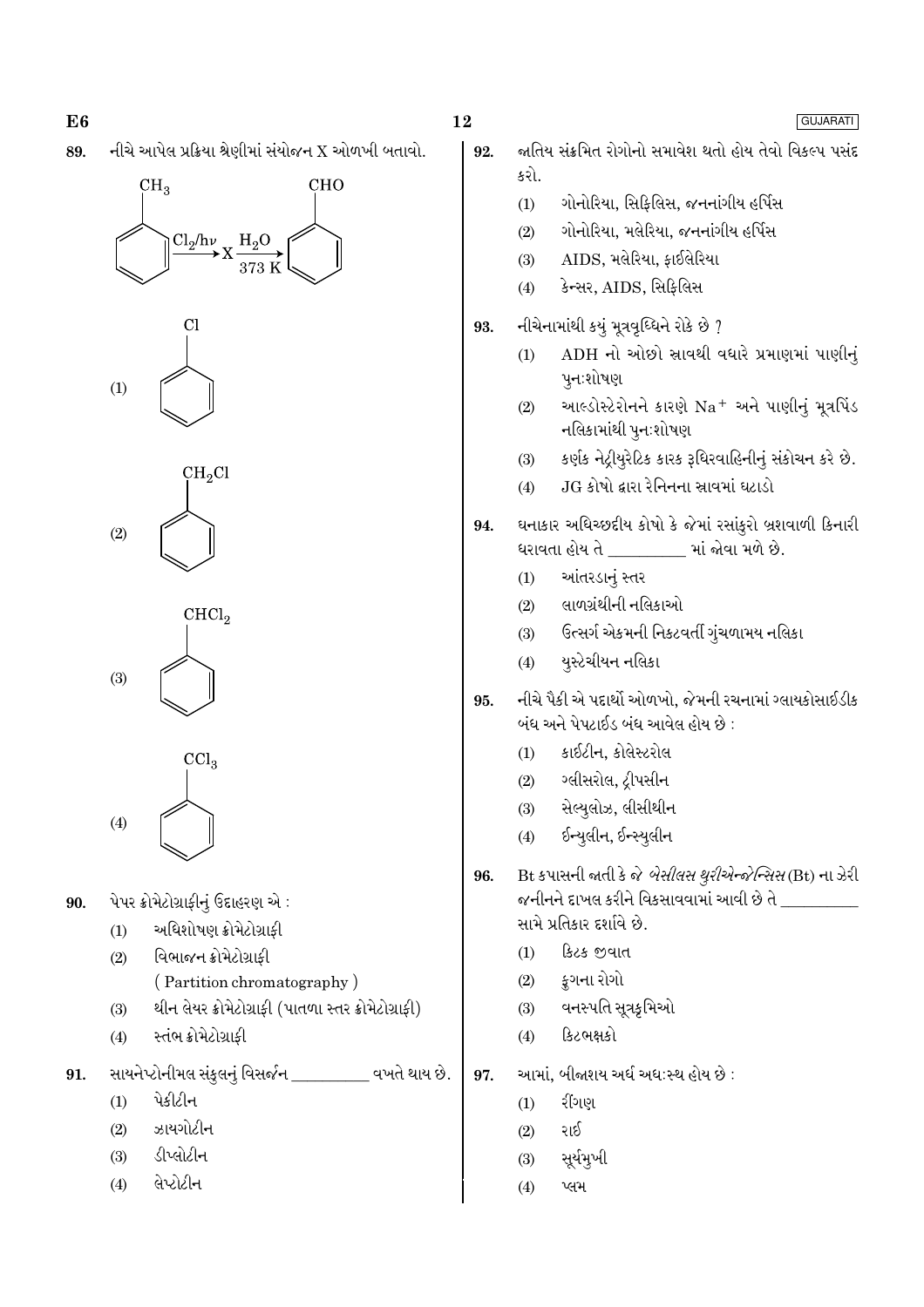89. નીચે આપેલ પ્રક્રિયા શ્રેણીમાં સંયોજન X ઓળખી બતાવો.

$$C_6H_5CH_3 \xrightarrow{Cl_2/h\nu} X \xrightarrow[373\ K]{H_2O} C_6H_5CHO$$

(1) $C_6H_5Cl$

(2) $C_6H_5CH_2Cl$

(3) $C_6H_5CHCl_2$

(4) $C_6H_5CCl_3$

90. પેપર ક્રોમેટોગ્રાફીનું ઉદાહરણ એ :

(1) અધિશોષણ ક્રોમેટોગ્રાફી

(2) વિભાજન ક્રોમેટોગ્રાફી (Partition chromatography)

(3) થીન લેયર ક્રોમેટોગ્રાફી (પાતળા સ્તર ક્રોમેટોગ્રાફી)

(4) સ્તંભ ક્રોમેટોગ્રાફી

91. સાયનેપ્ટોનીમલ સંકુલનું વિસર્જન __________ વખતે થાય છે.

(1) પેકીટીન

(2) ઝાયગોટીન

(3) ડીપ્લોટીન

(4) લેપ્ટોટીન

92. જાતિય સંક્રમિત રોગોનો સમાવેશ થતો હોય તેવો વિકલ્પ પસંદ કરો.

(1) ગોનોરિયા, સિફિલિસ, જનનાંગીય હર્પિસ

(2) ગોનોરિયા, મલેરિયા, જનનાંગીય હર્પિસ

(3) AIDS, મલેરિયા, ફાઈલેરિયા

(4) કેન્સર, AIDS, સિફિલિસ

93. નીચેનામાંથી કયું મૂત્રવૃધ્ધિને રોકે છે ?

(1) ADH નો ઓછો સ્રાવથી વધારે પ્રમાણમાં પાણીનું પુનઃશોષણ

(2) આલ્ડોસ્ટેરોનને કારણે $Na^+$ અને પાણીનું મૂત્રપિંડ નલિકામાંથી પુનઃશોષણ

(3) કર્ણક નેટ્રીયુરેટિક કારક રૂધિરવાહિનીનું સંકોચન કરે છે.

(4) JG કોષો દ્વારા રેનિનના સ્રાવમાં ઘટાડો

94. ઘનાકાર અધિચ્છદીય કોષો કે જેમાં રસાંકુરો બ્રશવાળી કિનારી ધરાવતા હોય તે __________ માં જોવા મળે છે.

(1) આંતરડાનું સ્તર

(2) લાળગ્રંથીની નલિકાઓ

(3) ઉત્સર્ગ એકમની નિકટવર્તી ગુંચળામય નલિકા

(4) યુસ્ટેચીયન નલિકા

95. નીચે પૈકી એ પદાર્થો ઓળખો, જેમની રચનામાં ગ્લાયકોસાઈડીક બંધ અને પેપટાઈડ બંધ આવેલ હોય છે :

(1) કાઈટીન, કોલેસ્ટરોલ

(2) ગ્લીસરોલ, ટ્રીપસીન

(3) સેલ્યુલોઝ, લીસીથીન

(4) ઈન્યુલીન, ઈન્સ્યુલીન

96. Bt કપાસની જાતી કે જે *બેસીલસ થુરીએન્જેન્સિસ* (Bt) ના ઝેરી જનીનને દાખલ કરીને વિકસાવવામાં આવી છે તે __________ સામે પ્રતિકાર દર્શાવે છે.

(1) કિટક જીવાત

(2) ફુગના રોગો

(3) વનસ્પતિ સૂત્રકૃમિઓ

(4) કિટભક્ષકો

97. આમાં, બીજાશય અર્ધ અધઃસ્થ હોય છે :

(1) રીંગણ

(2) રાઈ

(3) સૂર્યમુખી

(4) પ્લમ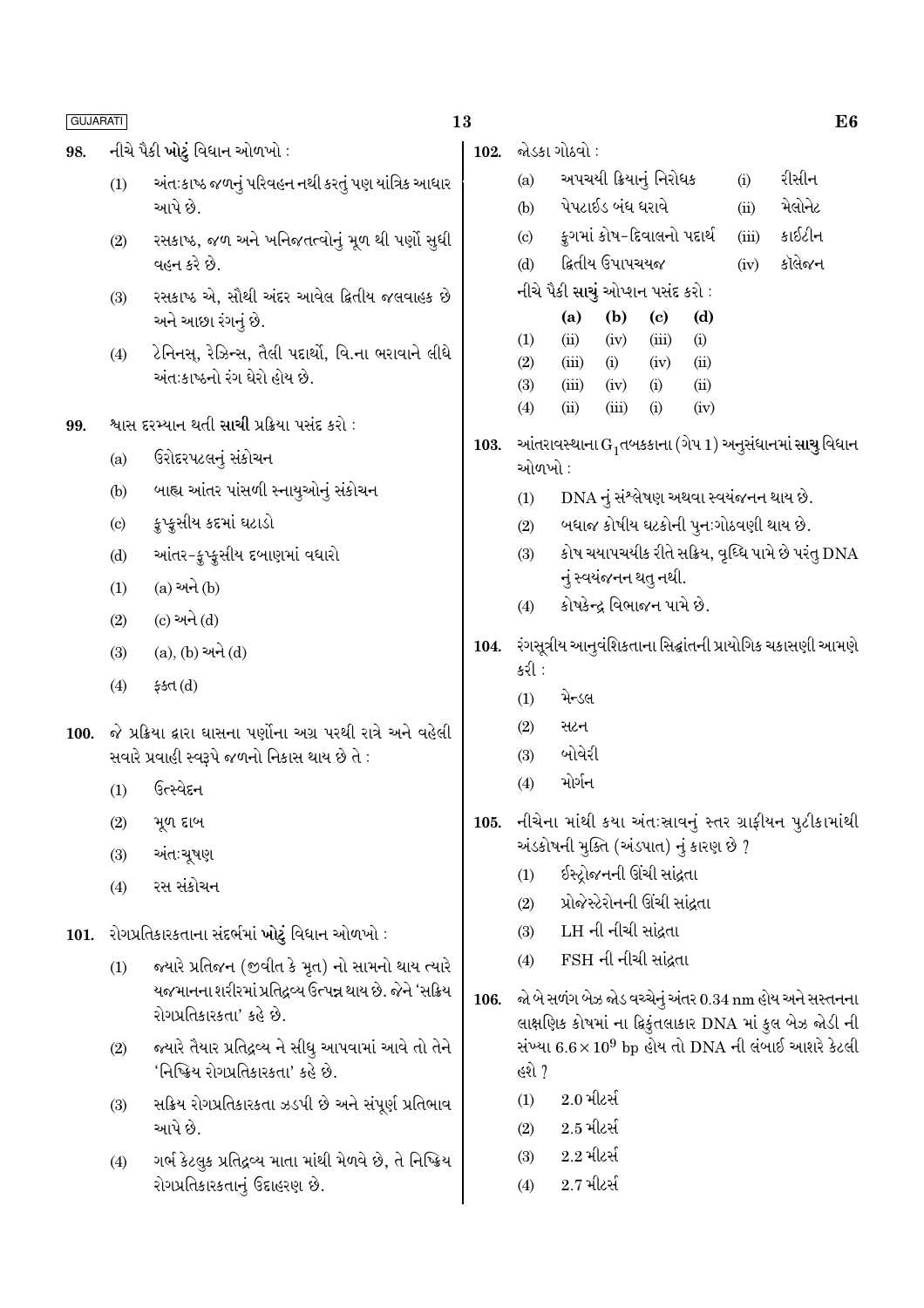98. નીચે પૈકી **ખોટું** વિધાન ઓળખો :

(1) અંતઃકાષ્ઠ જળનું પરિવહન નથી કરતું પણ યાંત્રિક આધાર આપે છે.

(2) રસકાષ્ઠ, જળ અને ખનિજતત્વોનું મૂળ થી પર્ણો સુધી વહન કરે છે.

(3) રસકાષ્ઠ એ, સૌથી અંદર આવેલ દ્વિતીય જલવાહક છે અને આછા રંગનું છે.

(4) ટેનિનસ્, રેઝિન્સ, તૈલી પદાર્થો, વિ.ના ભરાવાને લીધે અંતઃકાષ્ઠનો રંગ ઘેરો હોય છે.

99. શ્વાસ દરમ્યાન થતી **સાચી** પ્રક્રિયા પસંદ કરો :

(a) ઉરોદરપટલનું સંકોચન

(b) બાહ્ય આંતર પાંસળી સ્નાયુઓનું સંકોચન

(c) ફુપ્ફુસીય કદમાં ઘટાડો

(d) આંતર-ફુપ્ફુસીય દબાણમાં વધારો

(1) (a) અને (b)

(2) (c) અને (d)

(3) (a), (b) અને (d)

(4) ફક્ત (d)

100. જે પ્રક્રિયા દ્વારા ઘાસના પર્ણોના અગ્ર પરથી રાત્રે અને વહેલી સવારે પ્રવાહી સ્વરૂપે જળનો નિકાસ થાય છે તે :

(1) ઉત્સ્વેદન

(2) મૂળ દાબ

(3) અંતઃચૂષણ

(4) રસ સંકોચન

101. રોગપ્રતિકારકતાના સંદર્ભમાં **ખોટું** વિધાન ઓળખો :

(1) જ્યારે પ્રતિજન (જીવીત કે મૃત) નો સામનો થાય ત્યારે યજમાનના શરીરમાં પ્રતિદ્રવ્ય ઉત્પન્ન થાય છે. જેને 'સક્રિય રોગપ્રતિકારકતા' કહે છે.

(2) જ્યારે તૈયાર પ્રતિદ્રવ્ય ને સીધુ આપવામાં આવે તો તેને 'નિષ્ક્રિય રોગપ્રતિકારકતા' કહે છે.

(3) સક્રિય રોગપ્રતિકારકતા ઝડપી છે અને સંપૂર્ણ પ્રતિભાવ આપે છે.

(4) ગર્ભ કેટલુક પ્રતિદ્રવ્ય માતા માંથી મેળવે છે, તે નિષ્ક્રિય રોગપ્રતિકારકતાનું ઉદાહરણ છે.

102. જોડકા ગોઠવો :

| | | | |
|---|---|---|---|
| (a) | અપચયી ક્રિયાનું નિરોધક | (i) | રીસીન |
| (b) | પેપ્ટાઈડ બંધ ધરાવે | (ii) | મેલોનેટ |
| (c) | ફુગમાં કોષ-દિવાલનો પદાર્થ | (iii) | કાઈટીન |
| (d) | દ્વિતીય ઉપાપચયજ | (iv) | કૉલેજન |

નીચે પૈકી **સાચું** ઓપ્શન પસંદ કરો :

| | (a) | (b) | (c) | (d) |
|---|---|---|---|---|
| (1) | (ii) | (iv) | (iii) | (i) |
| (2) | (iii) | (i) | (iv) | (ii) |
| (3) | (iii) | (iv) | (i) | (ii) |
| (4) | (ii) | (iii) | (i) | (iv) |

103. આંતરાવસ્થાના $G_1$ તબક્કાના (ગેપ 1) અનુસંધાનમાં **સાચુ** વિધાન ઓળખો :

(1) DNA નું સંશ્લેષણ અથવા સ્વયંજનન થાય છે.

(2) બધાજ કોષીય ઘટકોની પુનઃગોઠવણી થાય છે.

(3) કોષ ચયાપચયીક રીતે સક્રિય, વૃધ્ધિ પામે છે પરંતુ DNA નું સ્વયંજનન થતુ નથી.

(4) કોષકેન્દ્ર વિભાજન પામે છે.

104. રંગસૂત્રીય આનુવંશિકતાના સિદ્ધાંતની પ્રાયોગિક ચકાસણી આમણે કરી :

(1) મેન્ડલ

(2) સટન

(3) બોવેરી

(4) મોર્ગન

105. નીચેના માંથી કયા અંતઃસ્રાવનું સ્તર ગ્રાફીયન પુટીકામાંથી અંડકોષની મુક્તિ (અંડપાત) નું કારણ છે ?

(1) ઈસ્ટ્રોજનની ઊંચી સાંદ્રતા

(2) પ્રોજેસ્ટેરોનની ઊંચી સાંદ્રતા

(3) LH ની નીચી સાંદ્રતા

(4) FSH ની નીચી સાંદ્રતા

106. જો બે સળંગ બેઝ જોડ વચ્ચેનું અંતર 0.34 nm હોય અને સસ્તનના લાક્ષણિક કોષમાં ના દ્વિકુંતલાકાર DNA માં કુલ બેઝ જોડી ની સંખ્યા $6.6 \times 10^9$ bp હોય તો DNA ની લંબાઈ આશરે કેટલી હશે ?

(1) 2.0 મીટર્સ

(2) 2.5 મીટર્સ

(3) 2.2 મીટર્સ

(4) 2.7 મીટર્સ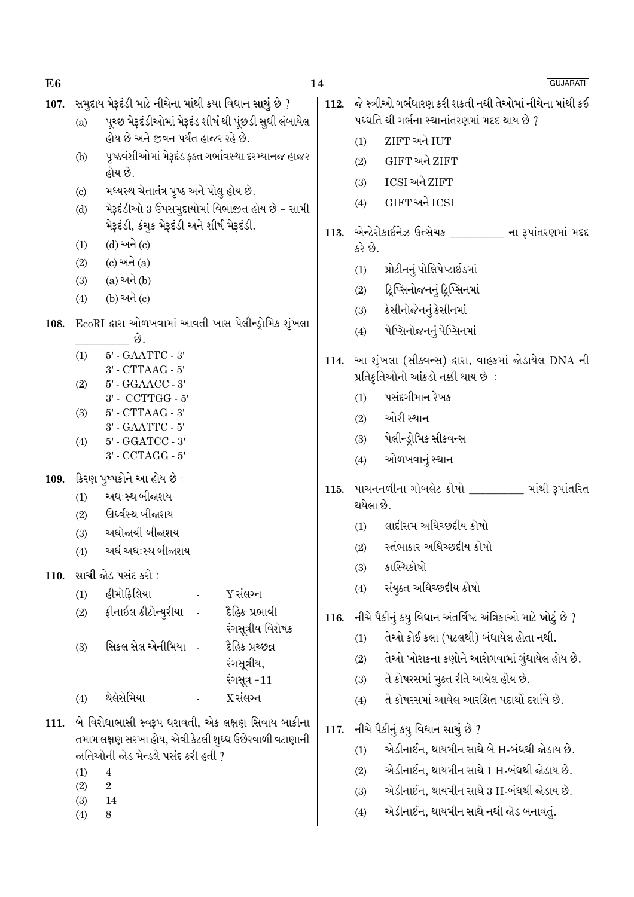107. સમુદાય મેરૂદંડી માટે નીચેના માંથી કયા વિધાન **સાચું** છે ?

(a) પૂચ્છ મેરૂદંડીઓમાં મેરૂદંડ શીર્ષ થી પૂંછડી સુધી લંબાયેલ હોય છે અને જીવન પર્યંત હાજર રહે છે.

(b) પૃષ્ઠવંશીઓમાં મેરૂદંડ ફક્ત ગર્ભાવસ્થા દરમ્યાનજ હાજર હોય છે.

(c) મધ્યસ્થ ચેતાતંત્ર પૃષ્ઠ અને પોલુ હોય છે.

(d) મેરૂદંડીઓ 3 ઉપસમુદાયોમાં વિભાજીત હોય છે - સામી મેરૂદંડી, કંચુક મેરૂદંડી અને શીર્ષ મેરૂદંડી.

(1) (d) અને (c)
(2) (c) અને (a)
(3) (a) અને (b)
(4) (b) અને (c)

108. EcoRI દ્વારા ઓળખવામાં આવતી ખાસ પેલીન્ડ્રોમિક શૃંખલા __________ છે.

(1) 5' - GAATTC - 3'
3' - CTTAAG - 5'
(2) 5' - GGAACC - 3'
3' - CCTTGG - 5'
(3) 5' - CTTAAG - 3'
3' - GAATTC - 5'
(4) 5' - GGATCC - 3'
3' - CCTAGG - 5'

109. કિરણ પુષ્પકોને આ હોય છે :

(1) અધઃસ્થ બીજાશય
(2) ઊર્ધ્વસ્થ બીજાશય
(3) અધોજાયી બીજાશય
(4) અર્ધ અધઃસ્થ બીજાશય

110. **સાચી** જોડ પસંદ કરો :

| | | | |
|---|---|---|---|
| (1) | હીમોફિલિયા | - | Y સંલગ્ન |
| (2) | ફીનાઈલ કીટોન્યુરીયા | - | દૈહિક પ્રભાવી રંગસૂત્રીય વિશેષક |
| (3) | સિકલ સેલ એનીમિયા | - | દૈહિક પ્રચ્છન્ન રંગસૂત્રીય, રંગસૂત્ર - 11 |
| (4) | થેલેસેમિયા | - | X સંલગ્ન |

111. બે વિરોધાભાસી સ્વરૂપ ધરાવતી, એક લક્ષણ સિવાય બાકીના તમામ લક્ષણ સરખા હોય, એવી કેટલી શુધ્ધ ઉછેરવાળી વટાણાની જાતિઓની જોડ મેન્ડલે પસંદ કરી હતી ?

(1) 4
(2) 2
(3) 14
(4) 8

112. જે સ્ત્રીઓ ગર્ભધારણ કરી શકતી નથી તેઓમાં નીચેના માંથી કઈ પધ્ધતિ થી ગર્ભના સ્થાનાંતરણમાં મદદ થાય છે ?

(1) ZIFT અને IUT
(2) GIFT અને ZIFT
(3) ICSI અને ZIFT
(4) GIFT અને ICSI

113. એન્ટેરોકાઈનેઝ ઉત્સેચક __________ ના રૂપાંતરણમાં મદદ કરે છે.

(1) પ્રોટીનનું પોલિપેપ્ટાઈડમાં
(2) ટ્રિપ્સિનોજનનું ટ્રિપ્સિનમાં
(3) કેસીનોજેનનું કેસીનમાં
(4) પેપ્સિનોજનનું પેપ્સિનમાં

114. આ શૃંખલા (સીકવન્સ) દ્વારા, વાહકમાં જોડાયેલ DNA ની પ્રતિકૃતિઓનો આંકડો નક્કી થાય છે :

(1) પસંદગીમાન રેખક
(2) ઓરી સ્થાન
(3) પેલીન્ડ્રોમિક સીકવન્સ
(4) ઓળખવાનું સ્થાન

115. પાચનનળીના ગોબલેટ કોષો __________ માંથી રૂપાંતરિત થયેલા છે.

(1) લાદીસમ અધિચ્છદીય કોષો
(2) સ્તંભાકાર અધિચ્છદીય કોષો
(3) કાસ્થિકોષો
(4) સંયુક્ત અધિચ્છદીય કોષો

116. નીચે પૈકીનું કયુ વિધાન અંતર્વિષ્ટ અંત્રિકાઓ માટે **ખોટું** છે ?

(1) તેઓ કોઈ કલા (પટલથી) બંધાયેલ હોતા નથી.
(2) તેઓ ખોરાકના કણોને આરોગવામાં ગુંથાયેલ હોય છે.
(3) તે કોષરસમાં મુક્ત રીતે આવેલ હોય છે.
(4) તે કોષરસમાં આવેલ આરક્ષિત પદાર્થો દર્શાવે છે.

117. નીચે પૈકીનું કયુ વિધાન **સાચું** છે ?

(1) એડીનાઈન, થાયમીન સાથે બે H-બંધથી જોડાય છે.
(2) એડીનાઈન, થાયમીન સાથે 1 H-બંધથી જોડાય છે.
(3) એડીનાઈન, થાયમીન સાથે 3 H-બંધથી જોડાય છે.
(4) એડીનાઈન, થાયમીન સાથે નથી જોડ બનાવતું.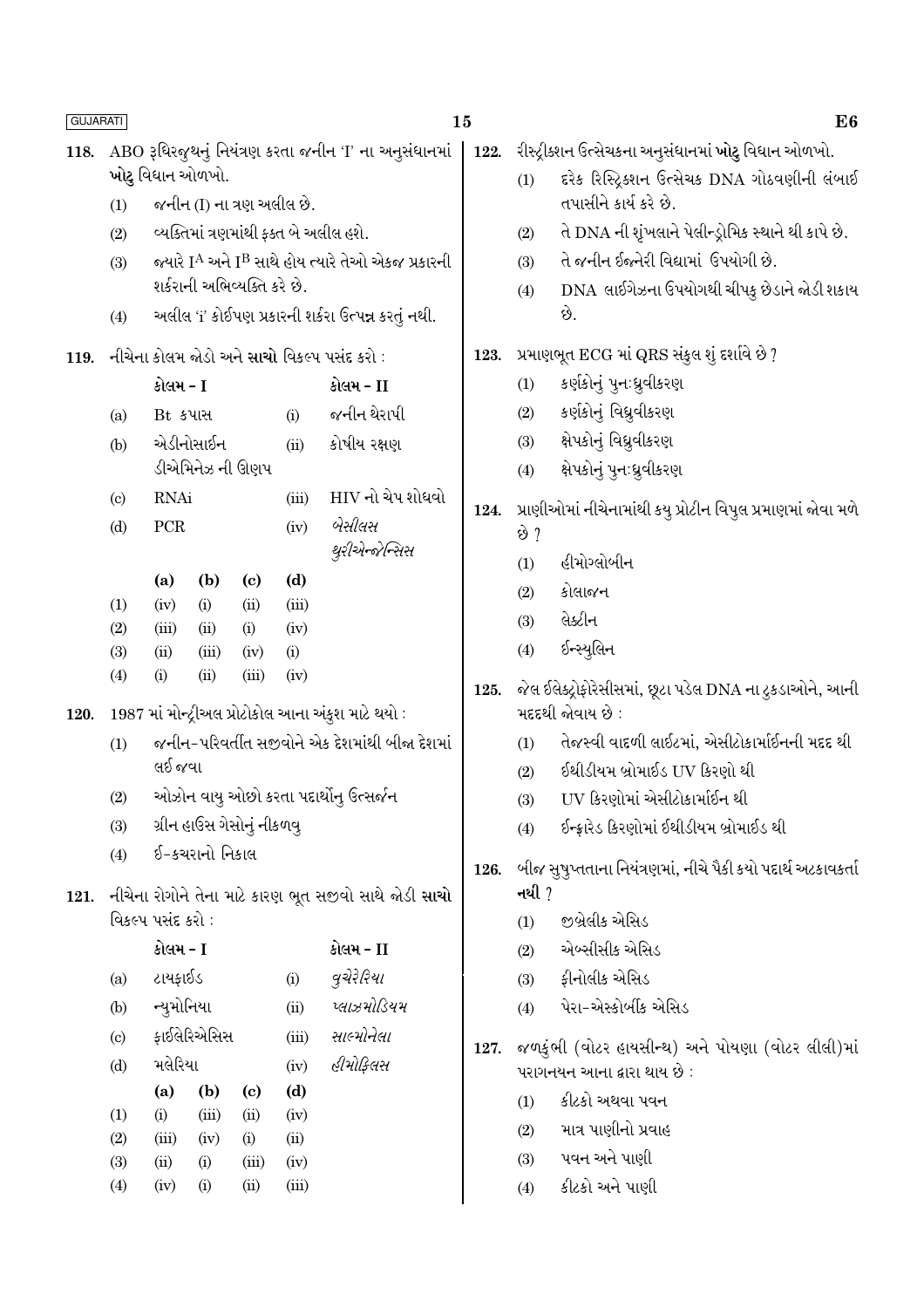118. ABO રૂધિરજૂથનું નિયંત્રણ કરતા જનીન 'I' ના અનુસંધાનમાં **ખોટુ** વિધાન ઓળખો.

(1) જનીન (I) ના ત્રણ અલીલ છે.

(2) વ્યક્તિમાં ત્રણમાંથી ફક્ત બે અલીલ હશે.

(3) જ્યારે $I^A$ અને $I^B$ સાથે હોય ત્યારે તેઓ એકજ પ્રકારની શર્કરાની અભિવ્યક્તિ કરે છે.

(4) અલીલ 'i' કોઈપણ પ્રકારની શર્કરા ઉત્પન્ન કરતું નથી.

119. નીચેના કોલમ જોડો અને **સાચો** વિકલ્પ પસંદ કરો :

| | કોલમ - I | | કોલમ - II |
|---|---|---|---|
| (a) | Bt કપાસ | (i) | જનીન થેરાપી |
| (b) | એડીનોસાઈન ડીએમિનેઝ ની ઊણપ | (ii) | કોષીય રક્ષણ |
| (c) | RNAi | (iii) | HIV નો ચેપ શોધવો |
| (d) | PCR | (iv) | *બેસીલસ થુરીએન્જેન્સિસ* |

| | (a) | (b) | (c) | (d) |
|---|---|---|---|---|
| (1) | (iv) | (i) | (ii) | (iii) |
| (2) | (iii) | (ii) | (i) | (iv) |
| (3) | (ii) | (iii) | (iv) | (i) |
| (4) | (i) | (ii) | (iii) | (iv) |

120. 1987 માં મોન્ટ્રીઅલ પ્રોટોકોલ આના અંકુશ માટે થયો :

(1) જનીન-પરિવર્તીત સજીવોને એક દેશમાંથી બીજા દેશમાં લઈ જવા

(2) ઓઝોન વાયુ ઓછો કરતા પદાર્થોનું ઉત્સર્જન

(3) ગ્રીન હાઉસ ગેસોનું નીકળવુ

(4) ઈ-કચરાનો નિકાલ

121. નીચેના રોગોને તેના માટે કારણ ભૂત સજીવો સાથે જોડી **સાચો** વિકલ્પ પસંદ કરો :

| | કોલમ - I | | કોલમ - II |
|---|---|---|---|
| (a) | ટાયફાઈડ | (i) | *વુચેરેરિયા* |
| (b) | ન્યુમોનિયા | (ii) | *પ્લાઝમોડિયમ* |
| (c) | ફાઈલેરિએસિસ | (iii) | *સાલ્મોનેલા* |
| (d) | મલેરિયા | (iv) | *હીમોફિલસ* |

| | (a) | (b) | (c) | (d) |
|---|---|---|---|---|
| (1) | (i) | (iii) | (ii) | (iv) |
| (2) | (iii) | (iv) | (i) | (ii) |
| (3) | (ii) | (i) | (iii) | (iv) |
| (4) | (iv) | (i) | (ii) | (iii) |

122. રીસ્ટ્રીક્શન ઉત્સેચકના અનુસંધાનમાં **ખોટુ** વિધાન ઓળખો.

(1) દરેક રિસ્ટ્રિક્શન ઉત્સેચક DNA ગોઠવણીની લંબાઈ તપાસીને કાર્ય કરે છે.

(2) તે DNA ની શૃંખલાને પેલીન્ડ્રોમિક સ્થાને થી કાપે છે.

(3) તે જનીન ઈજનેરી વિદ્યામાં ઉપયોગી છે.

(4) DNA લાઈગેઝના ઉપયોગથી ચીપકુ છેડાને જોડી શકાય છે.

123. પ્રમાણભૂત ECG માં QRS સંકુલ શું દર્શાવે છે ?

(1) કર્ણકોનું પુનઃધ્રુવીકરણ

(2) કર્ણકોનું વિધ્રુવીકરણ

(3) ક્ષેપકોનું વિધ્રુવીકરણ

(4) ક્ષેપકોનું પુનઃધ્રુવીકરણ

124. પ્રાણીઓમાં નીચેનામાંથી કયુ પ્રોટીન વિપુલ પ્રમાણમાં જોવા મળે છે ?

(1) હીમોગ્લોબીન

(2) કોલાજન

(3) લેક્ટીન

(4) ઈન્સ્યુલિન

125. જેલ ઈલેક્ટ્રોફોરેસીસમાં, છૂટા પડેલ DNA ના ટુકડાઓને, આની મદદથી જોવાય છે :

(1) તેજસ્વી વાદળી લાઈટમાં, એસીટોકાર્માઈનની મદદ થી

(2) ઈથીડીયમ બ્રોમાઈડ UV કિરણો થી

(3) UV કિરણોમાં એસીટોકાર્માઈન થી

(4) ઈન્ફ્રારેડ કિરણોમાં ઈથીડીયમ બ્રોમાઈડ થી

126. બીજ સુષુપ્તતાના નિયંત્રણમાં, નીચે પૈકી કયો પદાર્થ અટકાવકર્તા **નથી** ?

(1) જીબ્રેલીક એસિડ

(2) એબ્સીસીક એસિડ

(3) ફીનોલીક એસિડ

(4) પેરા-એસ્કોર્બીક એસિડ

127. જળકુંભી (વોટર હાયસીન્થ) અને પોયણા (વોટર લીલી)માં પરાગનયન આના દ્વારા થાય છે :

(1) કીટકો અથવા પવન

(2) માત્ર પાણીનો પ્રવાહ

(3) પવન અને પાણી

(4) કીટકો અને પાણી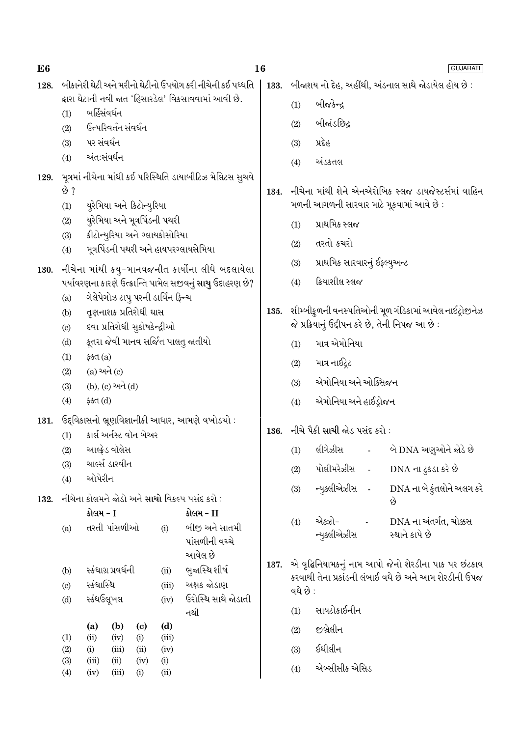128. બીકાનેરી ઘેટી અને મરીનો ઘેટાનો ઉપયોગ કરી નીચેની કઈ પધ્ધતિ દ્વારા ઘેટાની નવી જાત 'હિસારડેલ' વિકસાવવામાં આવી છે.

(1) બર્હિસંવર્ધન
(2) ઉત્પરિવર્તન સંવર્ધન
(3) પર સંવર્ધન
(4) અંતઃસંવર્ધન

129. મૂત્રમાં નીચેના માંથી કઈ પરિસ્થિતિ ડાયાબીટિઝ મેલિટસ સુચવે છે ?

(1) યુરેમિયા અને કિટોન્યુરિયા
(2) યુરેમિયા અને મૂત્રપિંડની પથરી
(3) કીટોન્યુરિયા અને ગ્લાયકોસોરિયા
(4) મૂત્રપિંડની પથરી અને હાયપરગ્લાયસેમિયા

130. નીચેના માંથી કયુ-માનવજનીત કાર્યોના લીધે બદલાયેલા પર્યાવરણના કારણે ઉત્ક્રાન્તિ પામેલ સજીવનું **સાચુ** ઉદાહરણ છે?

(a) ગેલેપેગોઝ ટાપુ પરની ડાર્વિન ફિન્ચ
(b) તૃણનાશક પ્રતિરોધી ઘાસ
(c) દવા પ્રતિરોધી સુકોષકેન્દ્રીઓ
(d) કૂતરા જેવી માનવ સર્જિત પાલતુ જાતીયો

(1) ફક્ત (a)
(2) (a) અને (c)
(3) (b), (c) અને (d)
(4) ફક્ત (d)

131. ઉદ્‌વિકાસનો ભ્રૂણવિજ્ઞાનીકી આધાર, આમણે વખોડયો :

(1) કાર્લ અર્નસ્ટ વૉન બેઅર
(2) આલ્ફ્રેડ વૉલેસ
(3) ચાર્લ્સ ડારવીન
(4) ઓપેરીન

132. નીચેના કોલમને જોડો અને **સાચો** વિકલ્પ પસંદ કરો :

| | કોલમ - I | | કોલમ - II |
|---|---|---|---|
| (a) | તરતી પાંસળીઓ | (i) | બીજી અને સાતમી પાંસળીની વચ્ચે આવેલ છે |
| (b) | સ્કંધાગ્ર પ્રવર્ધની | (ii) | ભુજાસ્થિ શીર્ષ |
| (c) | સ્કંધાસ્થિ | (iii) | અક્ષક જોડાણ |
| (d) | સ્કંધઉલૂખલ | (iv) | ઉરોસ્થિ સાથે જોડાતી નથી |

| | (a) | (b) | (c) | (d) |
|---|---|---|---|---|
| (1) | (ii) | (iv) | (i) | (iii) |
| (2) | (i) | (iii) | (ii) | (iv) |
| (3) | (iii) | (ii) | (iv) | (i) |
| (4) | (iv) | (iii) | (i) | (ii) |

133. બીજાશય નો દેહ, અહીંથી, અંડનાલ સાથે જોડાયેલ હોય છે :

(1) બીજકેન્દ્ર
(2) બીજાંડછિદ્ર
(3) પ્રદેહ
(4) અંડકતલ

134. નીચેના માંથી શેને એનએરોબિક સ્લજ ડાયજેસ્ટર્સમાં વાહિન મળની આગળની સારવાર માટે મૂકવામાં આવે છે :

(1) પ્રાથમિક સ્લજ
(2) તરતો કચરો
(3) પ્રાથમિક સારવારનું ઈફ્લ્યુઅન્ટ
(4) ક્રિયાશીલ સ્લજ

135. શીમ્બીકુળની વનસ્પતિઓની મૂળ ગંડિકામાં આવેલ નાઈટ્રોજીનેઝ જે પ્રક્રિયાનું ઉદ્દીપન કરે છે, તેની નિપજ આ છે :

(1) માત્ર એમોનિયા
(2) માત્ર નાઈટ્રેટ
(3) એમોનિયા અને ઓક્સિજન
(4) એમોનિયા અને હાઈડ્રોજન

136. નીચે પૈકી **સાચી** જોડ પસંદ કરો :

(1) લીગેઝીસ - બે DNA અણુઓને જોડે છે
(2) પોલીમરેઝીસ - DNA ના ટુકડા કરે છે
(3) ન્યુક્લીએઝીસ - DNA ના બે કુંતલોને અલગ કરે છે
(4) એક્ઝો-ન્યુક્લીએઝીસ - DNA ના અંતર્ગત, ચોક્કસ સ્થાને કાપે છે

137. એ વૃદ્ધિનિયામકનું નામ આપો જેનો શેરડીના પાક પર છંટકાવ કરવાથી તેના પ્રકાંડની લંબાઈ વધે છે અને આમ શેરડીની ઉપજ વધે છે :

(1) સાયટોકાઈનીન
(2) જીબ્રેલીન
(3) ઈથીલીન
(4) એબ્સીસીક એસિડ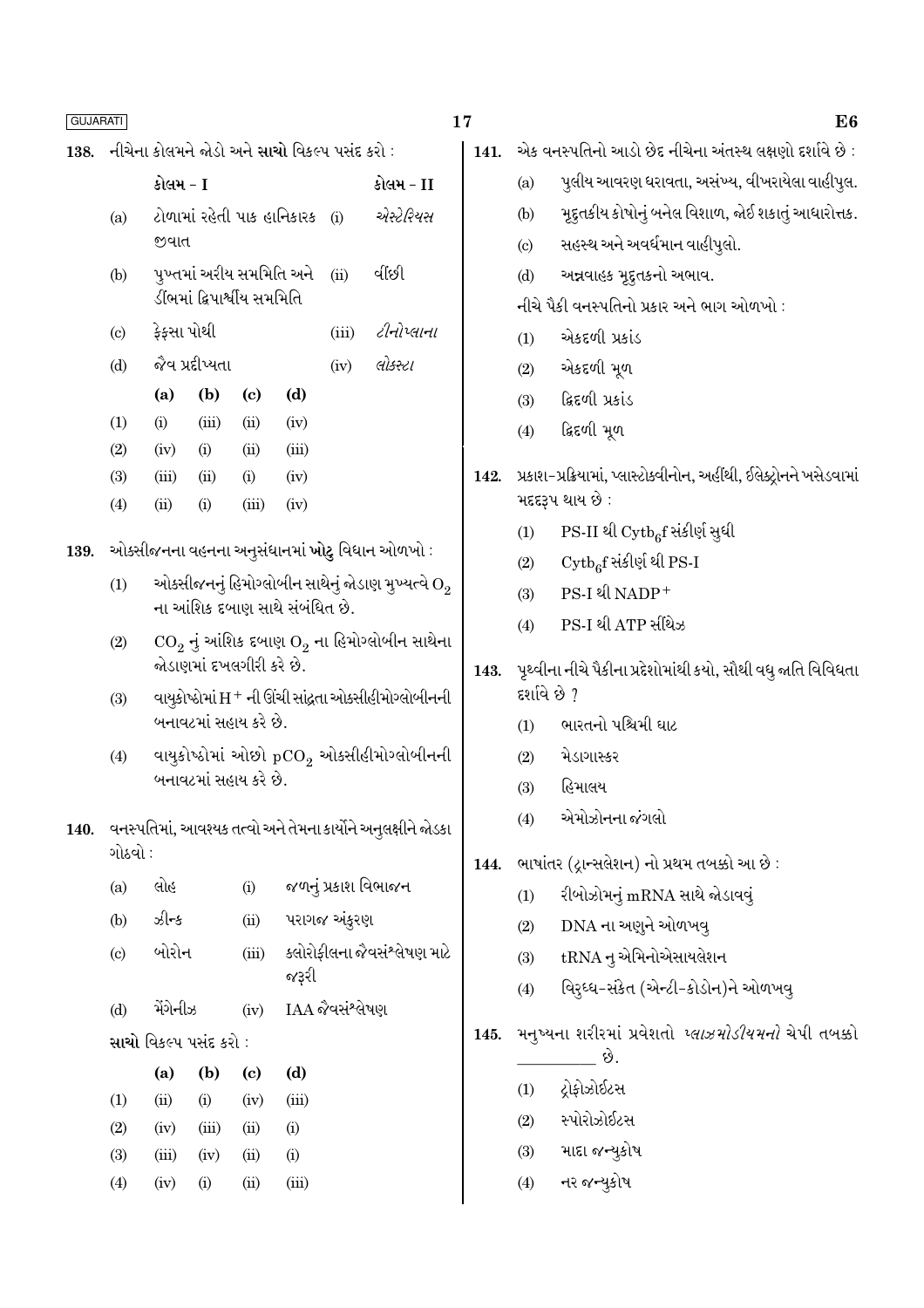138. નીચેના કોલમને જોડો અને **સાચો** વિકલ્પ પસંદ કરો :

| | કોલમ - I | | કોલમ - II |
|---|---|---|---|
| (a) | ટોળામાં રહેતી પાક હાનિકારક જીવાત | (i) | *એસ્ટેરિયસ* |
| (b) | પુખ્તમાં અરીય સમમિતિ અને ડીંભમાં દ્વિપાર્શ્વીય સમમિતિ | (ii) | વીંછી |
| (c) | ફેફસા પોથી | (iii) | *ટીનોપ્લાના* |
| (d) | જૈવ પ્રદીપ્યતા | (iv) | *લોક્સ્ટા* |

| | (a) | (b) | (c) | (d) |
|---|---|---|---|---|
| (1) | (i) | (iii) | (ii) | (iv) |
| (2) | (iv) | (i) | (ii) | (iii) |
| (3) | (iii) | (ii) | (i) | (iv) |
| (4) | (ii) | (i) | (iii) | (iv) |

139. ઓક્સીજનના વહનના અનુસંધાનમાં **ખોટું** વિધાન ઓળખો :

(1) ઓક્સીજનનું હિમોગ્લોબીન સાથેનું જોડાણ મુખ્યત્વે $O_2$ ના આંશિક દબાણ સાથે સંબંધિત છે.

(2) $CO_2$ નું આંશિક દબાણ $O_2$ ના હિમોગ્લોબીન સાથેના જોડાણમાં દખલગીરી કરે છે.

(3) વાયુકોષ્ઠોમાં $H^+$ ની ઊંચી સાંદ્રતા ઓક્સીહીમોગ્લોબીનની બનાવટમાં સહાય કરે છે.

(4) વાયુકોષ્ઠોમાં ઓછો $pCO_2$ ઓક્સીહીમોગ્લોબીનની બનાવટમાં સહાય કરે છે.

140. વનસ્પતિમાં, આવશ્યક તત્વો અને તેમના કાર્યોને અનુલક્ષીને જોડકા ગોઠવો :

| | | | |
|---|---|---|---|
| (a) | લોહ | (i) | જળનું પ્રકાશ વિભાજન |
| (b) | ઝીન્ક | (ii) | પરાગજ અંકુરણ |
| (c) | બોરોન | (iii) | ક્લોરોફીલના જૈવસંશ્લેષણ માટે જરૂરી |
| (d) | મેંગેનીઝ | (iv) | IAA જૈવસંશ્લેષણ |

**સાચો** વિકલ્પ પસંદ કરો :

| | (a) | (b) | (c) | (d) |
|---|---|---|---|---|
| (1) | (ii) | (i) | (iv) | (iii) |
| (2) | (iv) | (iii) | (ii) | (i) |
| (3) | (iii) | (iv) | (ii) | (i) |
| (4) | (iv) | (i) | (ii) | (iii) |

141. એક વનસ્પતિનો આડો છેદ નીચેના અંતસ્થ લક્ષણો દર્શાવે છે :

(a) પુલીય આવરણ ધરાવતા, અસંખ્ય, વીખરાયેલા વાહીપુલ.

(b) મૃદુતકીય કોષોનું બનેલ વિશાળ, જોઈ શકાતું આધારોત્તક.

(c) સહસ્થ અને અવર્ધમાન વાહીપુલો.

(d) અન્નવાહક મૃદુતકનો અભાવ.

નીચે પૈકી વનસ્પતિનો પ્રકાર અને ભાગ ઓળખો :

(1) એકદળી પ્રકાંડ

(2) એકદળી મૂળ

(3) દ્વિદળી પ્રકાંડ

(4) દ્વિદળી મૂળ

142. પ્રકાશ-પ્રક્રિયામાં, પ્લાસ્ટોક્વીનોન, અહીંથી, ઈલેક્ટ્રોનને ખસેડવામાં મદદરૂપ થાય છે :

(1) PS-II થી $Cytb_6f$ સંકીર્ણ સુધી

(2) $Cytb_6f$ સંકીર્ણ થી PS-I

(3) PS-I થી $NADP^+$

(4) PS-I થી ATP સીંથેઝ

143. પૃથ્વીના નીચે પૈકીના પ્રદેશોમાંથી કયો, સૌથી વધુ જાતિ વિવિધતા દર્શાવે છે ?

(1) ભારતનો પશ્ચિમી ઘાટ

(2) મેડાગાસ્કર

(3) હિમાલય

(4) એમોઝોનના જંગલો

144. ભાષાંતર (ટ્રાન્સલેશન) નો પ્રથમ તબક્કો આ છે :

(1) રીબોઝોમનું mRNA સાથે જોડાવવું

(2) DNA ના અણુને ઓળખવુ

(3) tRNA નુ એમિનોએસાયલેશન

(4) વિરુધ્ધ-સંકેત (એન્ટી-કોડોન)ને ઓળખવુ

145. મનુષ્યના શરીરમાં પ્રવેશતો *પ્લાઝમોડીયમનો* ચેપી તબક્કો \_\_\_\_\_\_\_\_ છે.

(1) ટ્રોફોઝોઈટસ

(2) સ્પોરોઝોઈટસ

(3) માદા જન્યુકોષ

(4) નર જન્યુકોષ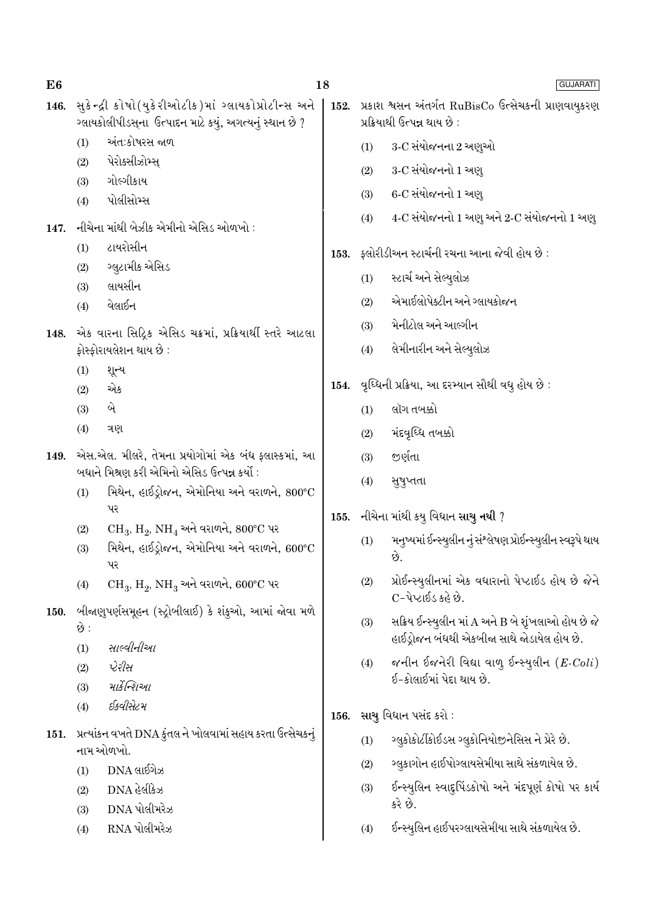146. સુકેન્દ્રી કોષો(યુકેરીઓટીક)માં ગ્લાયકોપ્રોટીન્સ અને ગ્લાયકોલીપીડસ્‌ના ઉત્પાદન માટે કયું, અગત્યનું સ્થાન છે ?

(1) અંતઃકોષરસ જાળ

(2) પેરોક્સીઝોમ્સ્

(3) ગોલ્ગીકાય

(4) પોલીસોમ્સ

147. નીચેના માંથી બેઝીક એમીનો એસિડ ઓળખો :

(1) ટાયરોસીન

(2) ગ્લુટામીક એસિડ

(3) લાયસીન

(4) વેલાઈન

148. એક વારના સિટ્રિક એસિડ ચક્રમાં, પ્રક્રિયાર્થી સ્તરે આટલા ફોસ્ફોરાયલેશન થાય છે :

(1) શૂન્ય

(2) એક

(3) બે

(4) ત્રણ

149. એસ.એલ. મીલરે, તેમના પ્રયોગોમાં એક બંધ ફ્લાસ્કમાં, આ બધાને મિશ્રણ કરી એમિનો એસિડ ઉત્પન્ન કર્યો :

(1) મિથેન, હાઈડ્રોજન, એમોનિયા અને વરાળને, 800°C પર

(2) $CH_3$, $H_2$, $NH_4$ અને વરાળને, 800°C પર

(3) મિથેન, હાઈડ્રોજન, એમોનિયા અને વરાળને, 600°C પર

(4) $CH_3$, $H_2$, $NH_3$ અને વરાળને, 600°C પર

150. બીજાણુપર્ણસમૂહન (સ્ટ્રોબીલાઈ) કે શંકુઓ, આમાં જોવા મળે છે :

(1) *સાલ્વીનીઆ*

(2) *ટેરીસ*

(3) *માર્કેન્શિઆ*

(4) *ઈક્વીસેટમ*

151. પ્રત્યાંકન વખતે DNA કુંતલ ને ખોલવામાં સહાય કરતા ઉત્સેચકનું નામ ઓળખો.

(1) DNA લાઈગેઝ

(2) DNA હેલીકેઝ

(3) DNA પોલીમરેઝ

(4) RNA પોલીમરેઝ

152. પ્રકાશ શ્વસન અંતર્ગત RuBisCo ઉત્સેચકની પ્રાણવાયુકરણ પ્રક્રિયાથી ઉત્પન્ન થાય છે :

(1) 3-C સંયોજનના 2 અણુઓ

(2) 3-C સંયોજનનો 1 અણુ

(3) 6-C સંયોજનનો 1 અણુ

(4) 4-C સંયોજનનો 1 અણુ અને 2-C સંયોજનનો 1 અણુ

153. ફ્લોરીડીઅન સ્ટાર્ચની રચના આના જેવી હોય છે :

(1) સ્ટાર્ચ અને સેલ્યુલોઝ

(2) એમાઈલોપેક્ટીન અને ગ્લાયકોજન

(3) મેનીટોલ અને આલ્ગીન

(4) લેમીનારીન અને સેલ્યુલોઝ

154. વૃધ્ધિની પ્રક્રિયા, આ દરમ્યાન સૌથી વધુ હોય છે :

(1) લૉગ તબક્કો

(2) મંદવૃધ્ધિ તબક્કો

(3) જીર્ણતા

(4) સુષુપ્તતા

155. નીચેના માંથી કયુ વિધાન **સાચુ નથી** ?

(1) મનુષ્યમાં ઈન્સ્યુલીન નું સંશ્લેષણ પ્રોઈન્સ્યુલીન સ્વરૂપે થાય છે.

(2) પ્રોઈન્સ્યુલીનમાં એક વધારાનો પેપ્ટાઈડ હોય છે જેને C-પેપ્ટાઈડ કહે છે.

(3) સક્રિય ઈન્સ્યુલીન માં A અને B બે શૃંખલાઓ હોય છે જે હાઈડ્રોજન બંધથી એકબીજા સાથે જોડાયેલ હોય છે.

(4) જનીન ઈજનેરી વિદ્યા વાળુ ઈન્સ્યુલીન (*E-Coli*) ઈ-કોલાઈમાં પેદા થાય છે.

156. **સાચુ** વિધાન પસંદ કરો :

(1) ગ્લુકોકોર્ટીકોઈડસ ગ્લુકોનિયોજીનેસિસ ને પ્રેરે છે.

(2) ગ્લુકાગોન હાઈપોગ્લાયસેમીયા સાથે સંકળાયેલ છે.

(3) ઈન્સ્યુલિન સ્વાદુપિંડકોષો અને મેદપૂર્ણ કોષો પર કાર્ય કરે છે.

(4) ઈન્સ્યુલિન હાઈપરગ્લાયસેમીયા સાથે સંકળાયેલ છે.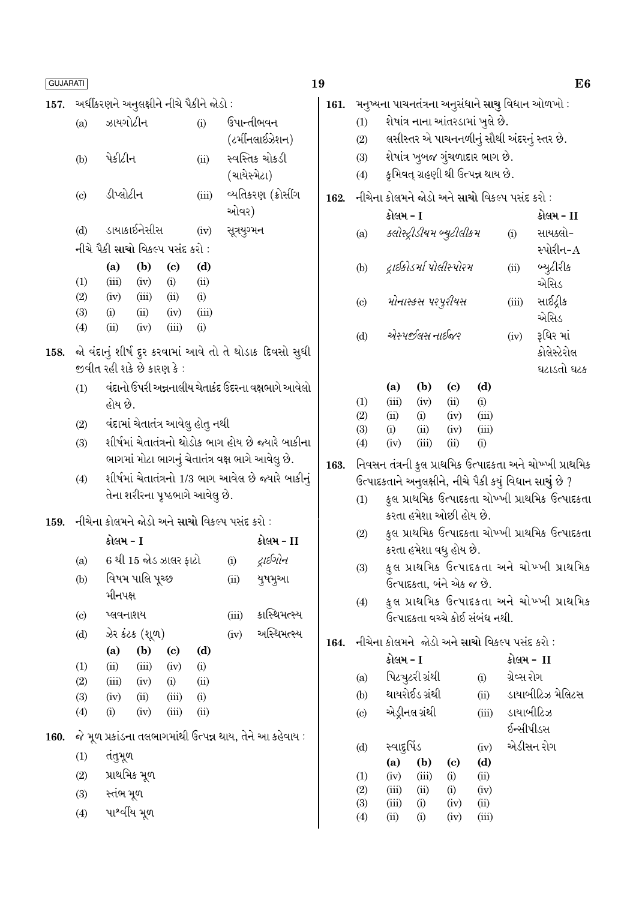157. અર્ધીકરણને અનુલક્ષીને નીચે પૈકીને જોડો :

| | | | |
|---|---|---|---|
| (a) | ઝાયગોટીન | (i) | ઉપાન્તીભવન (ટર્મીનલાઈઝેશન) |
| (b) | પેકીટીન | (ii) | સ્વસ્તિક ચોકડી (ચાયેસ્મેટા) |
| (c) | ડીપ્લોટીન | (iii) | વ્યતિકરણ (ક્રોસીંગ ઓવર) |
| (d) | ડાયાકાઈનેસીસ | (iv) | સૂત્રયુગ્મન |

નીચે પૈકી **સાચો** વિકલ્પ પસંદ કરો :

| | (a) | (b) | (c) | (d) |
|---|---|---|---|---|
| (1) | (iii) | (iv) | (i) | (ii) |
| (2) | (iv) | (iii) | (ii) | (i) |
| (3) | (i) | (ii) | (iv) | (iii) |
| (4) | (ii) | (iv) | (iii) | (i) |

158. જો વંદાનું શીર્ષ દુર કરવામાં આવે તો તે થોડાક દિવસો સુધી જીવીત રહી શકે છે કારણ કે :

(1) વંદાનો ઉપરી અન્નનાલીય ચેતાકંદ ઉદરના વક્ષભાગે આવેલો હોય છે.

(2) વંદામાં ચેતાતંત્ર આવેલુ હોતુ નથી

(3) શીર્ષમાં ચેતાતંત્રનો થોડોક ભાગ હોય છે જ્યારે બાકીના ભાગમાં મોટા ભાગનું ચેતાતંત્ર વક્ષ ભાગે આવેલુ છે.

(4) શીર્ષમાં ચેતાતંત્રનો 1/3 ભાગ આવેલ છે જ્યારે બાકીનું તેના શરીરના પૃષ્ઠભાગે આવેલુ છે.

159. નીચેના કોલમને જોડો અને **સાચો** વિકલ્પ પસંદ કરો :

| | કોલમ - I | | કોલમ - II |
|---|---|---|---|
| (a) | 6 થી 15 જોડ ઝાલર ફાટો | (i) | *ટ્રાઈગોન* |
| (b) | વિષમ પાલિ પૂચ્છ મીનપક્ષ | (ii) | યુષમુઆ |
| (c) | પ્લવનાશય | (iii) | કાસ્થિમત્સ્ય |
| (d) | ઝેર કંટક (શૂળ) | (iv) | અસ્થિમત્સ્ય |

| | (a) | (b) | (c) | (d) |
|---|---|---|---|---|
| (1) | (ii) | (iii) | (iv) | (i) |
| (2) | (iii) | (iv) | (i) | (ii) |
| (3) | (iv) | (ii) | (iii) | (i) |
| (4) | (i) | (iv) | (iii) | (ii) |

160. જે મૂળ પ્રકાંડના તલભાગમાંથી ઉત્પન્ન થાય, તેને આ કહેવાય :

(1) તંતુમૂળ

(2) પ્રાથમિક મૂળ

(3) સ્તંભ મૂળ

(4) પાર્શ્વીય મૂળ

161. મનુષ્યના પાચનતંત્રના અનુસંધાને **સાચુ** વિધાન ઓળખો :

(1) શેષાંત્ર નાના આંતરડામાં ખુલે છે.

(2) લસીસ્તર એ પાચનનળીનું સૌથી અંદરનું સ્તર છે.

(3) શેષાંત્ર ખુબજ ગુંચળાદાર ભાગ છે.

(4) કૃમિવત્ ગ્રહણી થી ઉત્પન્ન થાય છે.

162. નીચેના કોલમને જોડો અને **સાચો** વિકલ્પ પસંદ કરો :

| | કોલમ - I | | કોલમ - II |
|---|---|---|---|
| (a) | *ક્લોસ્ટ્રીડીયમ બ્યુટીલીકમ* | (i) | સાયક્લો-સ્પોરીન-A |
| (b) | *ટ્રાઈકોડર્મા પોલીસ્પોરમ* | (ii) | બ્યુટીરીક એસિડ |
| (c) | *મોનાસ્કસ પરપુરીયસ* | (iii) | સાઈટ્રીક એસિડ |
| (d) | *એસ્પર્જીલસ નાઈજર* | (iv) | રૂધિર માં કોલેસ્ટેરોલ ઘટાડતો ઘટક |

| | (a) | (b) | (c) | (d) |
|---|---|---|---|---|
| (1) | (iii) | (iv) | (ii) | (i) |
| (2) | (ii) | (i) | (iv) | (iii) |
| (3) | (i) | (ii) | (iv) | (iii) |
| (4) | (iv) | (iii) | (ii) | (i) |

163. નિવસન તંત્રની કુલ પ્રાથમિક ઉત્પાદકતા અને ચોખ્ખી પ્રાથમિક ઉત્પાદકતાને અનુલક્ષીને, નીચે પૈકી કયું વિધાન **સાચું** છે ?

(1) કુલ પ્રાથમિક ઉત્પાદકતા ચોખ્ખી પ્રાથમિક ઉત્પાદકતા કરતા હમેશા ઓછી હોય છે.

(2) કુલ પ્રાથમિક ઉત્પાદકતા ચોખ્ખી પ્રાથમિક ઉત્પાદકતા કરતા હમેશા વધુ હોય છે.

(3) કુલ પ્રાથમિક ઉત્પાદકતા અને ચોખ્ખી પ્રાથમિક ઉત્પાદકતા, બંને એક જ છે.

(4) કુલ પ્રાથમિક ઉત્પાદકતા અને ચોખ્ખી પ્રાથમિક ઉત્પાદકતા વચ્ચે કોઈ સંબંધ નથી.

164. નીચેના કોલમને જોડો અને **સાચો** વિકલ્પ પસંદ કરો :

| | કોલમ - I | | કોલમ - II |
|---|---|---|---|
| (a) | પિટયુટરી ગ્રંથી | (i) | ગ્રેવ્સ રોગ |
| (b) | થાયરોઈડ ગ્રંથી | (ii) | ડાયાબીટિઝ મેલિટસ |
| (c) | એડ્રીનલ ગ્રંથી | (iii) | ડાયાબીટિઝ ઈન્સીપીડસ |
| (d) | સ્વાદુપિંડ | (iv) | એડીસન રોગ |

| | (a) | (b) | (c) | (d) |
|---|---|---|---|---|
| (1) | (iv) | (iii) | (i) | (ii) |
| (2) | (iii) | (ii) | (i) | (iv) |
| (3) | (iii) | (i) | (iv) | (ii) |
| (4) | (ii) | (i) | (iv) | (iii) |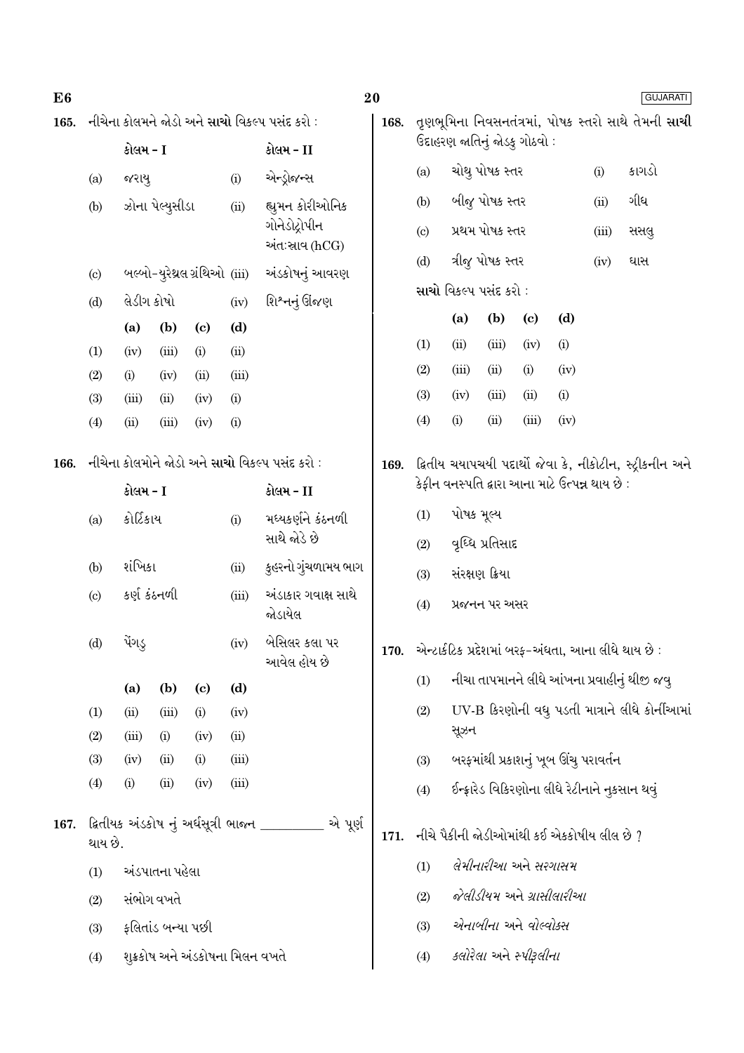**165.** નીચેના કોલમને જોડો અને **સાચો** વિકલ્પ પસંદ કરો :

| | કોલમ - I | | કોલમ - II |
|---|---|---|---|
| (a) | જરાયુ | (i) | એન્ડ્રોજન્સ |
| (b) | ઝોના પેલ્યુસીડા | (ii) | હ્યુમન કોરીઓનિક ગોનેડોટ્રોપીન અંતઃસ્રાવ (hCG) |
| (c) | બલ્બો-યુરેથ્રલ ગ્રંથિઓ | (iii) | અંડકોષનું આવરણ |
| (d) | લેડીગ કોષો | (iv) | શિશ્નનું ઊંજણ |

| | (a) | (b) | (c) | (d) |
|---|---|---|---|---|
| (1) | (iv) | (iii) | (i) | (ii) |
| (2) | (i) | (iv) | (ii) | (iii) |
| (3) | (iii) | (ii) | (iv) | (i) |
| (4) | (ii) | (iii) | (iv) | (i) |

**166.** નીચેના કોલમોને જોડો અને **સાચો** વિકલ્પ પસંદ કરો :

| | કોલમ - I | | કોલમ - II |
|---|---|---|---|
| (a) | કોર્ટિકાય | (i) | મધ્યકર્ણને કંઠનળી સાથે જોડે છે |
| (b) | શંખિકા | (ii) | કુહરનો ગુંચળામય ભાગ |
| (c) | કર્ણ કંઠનળી | (iii) | અંડાકાર ગવાક્ષ સાથે જોડાયેલ |
| (d) | પેંગડુ | (iv) | બેસિલર કલા પર આવેલ હોય છે |

| | (a) | (b) | (c) | (d) |
|---|---|---|---|---|
| (1) | (ii) | (iii) | (i) | (iv) |
| (2) | (iii) | (i) | (iv) | (ii) |
| (3) | (iv) | (ii) | (i) | (iii) |
| (4) | (i) | (ii) | (iv) | (iii) |

**167.** દ્વિતીયક અંડકોષ નું અર્ધસૂત્રી ભાજન __________ એ પૂર્ણ થાય છે.

(1) અંડપાતના પહેલા

(2) સંભોગ વખતે

(3) ફલિતાંડ બન્યા પછી

(4) શુક્રકોષ અને અંડકોષના મિલન વખતે

**168.** તૃણભૂમિના નિવસનતંત્રમાં, પોષક સ્તરો સાથે તેમની **સાચી** ઉદાહરણ જાતિનું જોડકુ ગોઠવો :

| | | | |
|---|---|---|---|
| (a) | ચોથુ પોષક સ્તર | (i) | કાગડો |
| (b) | બીજુ પોષક સ્તર | (ii) | ગીધ |
| (c) | પ્રથમ પોષક સ્તર | (iii) | સસલુ |
| (d) | ત્રીજુ પોષક સ્તર | (iv) | ઘાસ |

**સાચો** વિકલ્પ પસંદ કરો :

| | (a) | (b) | (c) | (d) |
|---|---|---|---|---|
| (1) | (ii) | (iii) | (iv) | (i) |
| (2) | (iii) | (ii) | (i) | (iv) |
| (3) | (iv) | (iii) | (ii) | (i) |
| (4) | (i) | (ii) | (iii) | (iv) |

**169.** દ્વિતીય ચયાપચયી પદાર્થો જેવા કે, નીકોટીન, સ્ટ્રીકનીન અને કેફીન વનસ્પતિ દ્વારા આના માટે ઉત્પન્ન થાય છે :

(1) પોષક મૂલ્ય

(2) વૃધ્ધિ પ્રતિસાદ

(3) સંરક્ષણ ક્રિયા

(4) પ્રજનન પર અસર

**170.** એન્ટાર્કટિક પ્રદેશમાં બરફ-અંધતા, આના લીધે થાય છે :

(1) નીચા તાપમાનને લીધે આંખના પ્રવાહીનું થીજી જવુ

(2) UV-B કિરણોની વધુ પડતી માત્રાને લીધે કોર્નીઆમાં સૂઝન

(3) બરફમાંથી પ્રકાશનું ખૂબ ઊંચુ પરાવર્તન

(4) ઈન્ફ્રારેડ વિકિરણોના લીધે રેટીનાને નુકસાન થવું

**171.** નીચે પૈકીની જોડીઓમાંથી કઈ એકકોષીય લીલ છે ?

(1) *લેમીનારીઆ* અને *સરગાસમ*

(2) *જેલીડીયમ* અને *ગ્રાસીલારીઆ*

(3) *એનાબીના* અને *વોલ્વોક્સ*

(4) *ક્લોરેલા* અને *સ્પીરુલીના*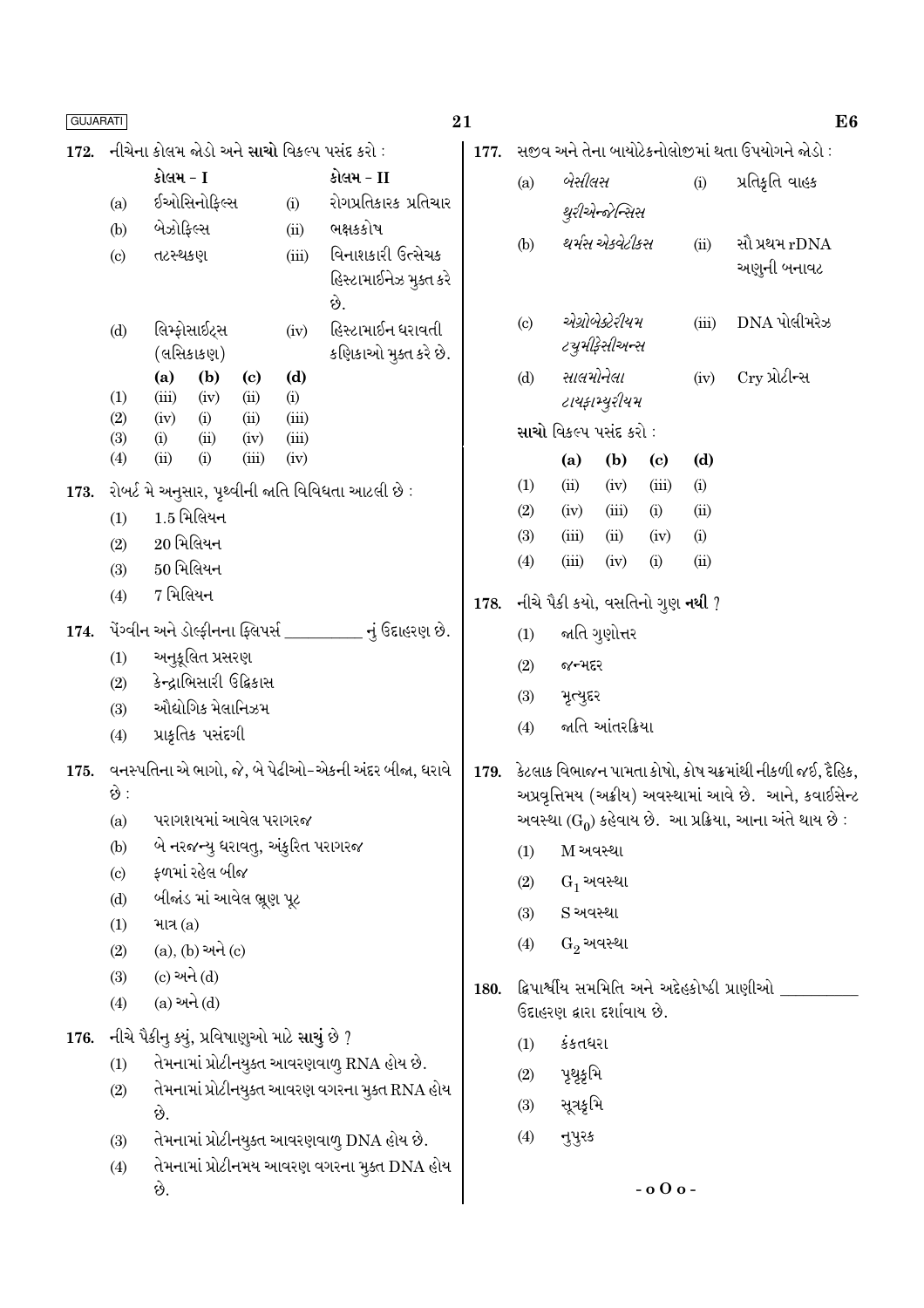172. નીચેના કોલમ જોડો અને **સાચો** વિકલ્પ પસંદ કરો :

| | કોલમ - I | | કોલમ - II |
|---|---|---|---|
| (a) | ઈઓસિનોફિલ્સ | (i) | રોગપ્રતિકારક પ્રતિચાર |
| (b) | બેઝોફિલ્સ | (ii) | ભક્ષકકોષ |
| (c) | તટસ્થકણ | (iii) | વિનાશકારી ઉત્સેચક હિસ્ટામાઈનેઝ મુક્ત કરે છે. |
| (d) | લિમ્ફોસાઈટ્સ (લસિકાકણ) | (iv) | હિસ્ટામાઈન ધરાવતી કણિકાઓ મુક્ત કરે છે. |

| | (a) | (b) | (c) | (d) |
|---|---|---|---|---|
| (1) | (iii) | (iv) | (ii) | (i) |
| (2) | (iv) | (i) | (ii) | (iii) |
| (3) | (i) | (ii) | (iv) | (iii) |
| (4) | (ii) | (i) | (iii) | (iv) |

173. રોબર્ટ મે અનુસાર, પૃથ્વીની જાતિ વિવિધતા આટલી છે :

(1) 1.5 મિલિયન

(2) 20 મિલિયન

(3) 50 મિલિયન

(4) 7 મિલિયન

174. પેંગ્વીન અને ડોલ્ફીનના ફ્લિપર્સ __________ નું ઉદાહરણ છે.

(1) અનુકૂલિત પ્રસરણ

(2) કેન્દ્રાભિસારી ઉદ્વિકાસ

(3) ઔદ્યોગિક મેલાનિઝમ

(4) પ્રાકૃતિક પસંદગી

175. વનસ્પતિના એ ભાગો, જે, બે પેઢીઓ-એકની અંદર બીજા, ધરાવે છે :

(a) પરાગાશયમાં આવેલ પરાગરજ

(b) બે નરજન્યુ ધરાવતુ, અંકુરિત પરાગરજ

(c) ફળમાં રહેલ બીજ

(d) બીજાંડ માં આવેલ ભ્રૂણ પૂટ

(1) માત્ર (a)

(2) (a), (b) અને (c)

(3) (c) અને (d)

(4) (a) અને (d)

176. નીચે પૈકીનુ ક્યું, પ્રવિષાણુઓ માટે **સાચું** છે ?

(1) તેમનામાં પ્રોટીનયુક્ત આવરણવાળુ RNA હોય છે.

(2) તેમનામાં પ્રોટીનયુક્ત આવરણ વગરના મુક્ત RNA હોય છે.

(3) તેમનામાં પ્રોટીનયુક્ત આવરણવાળુ DNA હોય છે.

(4) તેમનામાં પ્રોટીનમય આવરણ વગરના મુક્ત DNA હોય છે.

177. સજીવ અને તેના બાયોટેકનોલોજીમાં થતા ઉપયોગને જોડો :

| | | | |
|---|---|---|---|
| (a) | *બેસીલસ થુરીએન્જેન્સિસ* | (i) | પ્રતિકૃતિ વાહક |
| (b) | *થર્મસ એક્વેટીક્સ* | (ii) | સૌ પ્રથમ rDNA અણુની બનાવટ |
| (c) | *એગ્રોબેક્ટેરીયમ ટ્યુમીફેસીઅન્સ* | (iii) | DNA પોલીમરેઝ |
| (d) | *સાલમોનેલા ટાયફામ્યુરીયમ* | (iv) | Cry પ્રોટીન્સ |

**સાચો** વિકલ્પ પસંદ કરો :

| | (a) | (b) | (c) | (d) |
|---|---|---|---|---|
| (1) | (ii) | (iv) | (iii) | (i) |
| (2) | (iv) | (iii) | (i) | (ii) |
| (3) | (iii) | (ii) | (iv) | (i) |
| (4) | (iii) | (iv) | (i) | (ii) |

178. નીચે પૈકી ક્યો, વસતિનો ગુણ **નથી** ?

(1) જાતિ ગુણોત્તર

(2) જન્મદર

(3) મૃત્યુદર

(4) જાતિ આંતરક્રિયા

179. કેટલાક વિભાજન પામતા કોષો, કોષ ચક્રમાંથી નીકળી જઈ, દૈહિક, અપ્રવૃત્તિમય (અક્રીય) અવસ્થામાં આવે છે. આને, કવાઈસેન્ટ અવસ્થા ($G_0$) કહેવાય છે. આ પ્રક્રિયા, આના અંતે થાય છે :

(1) M અવસ્થા

(2) $G_1$ અવસ્થા

(3) S અવસ્થા

(4) $G_2$ અવસ્થા

180. દ્વિપાર્શ્વીય સમમિતિ અને અદેહકોષ્ઠી પ્રાણીઓ __________ ઉદાહરણ દ્વારા દર્શાવાય છે.

(1) કંકતધરા

(2) પૃથુકૃમિ

(3) સૂત્રકૃમિ

(4) નુપુરક

- o O o -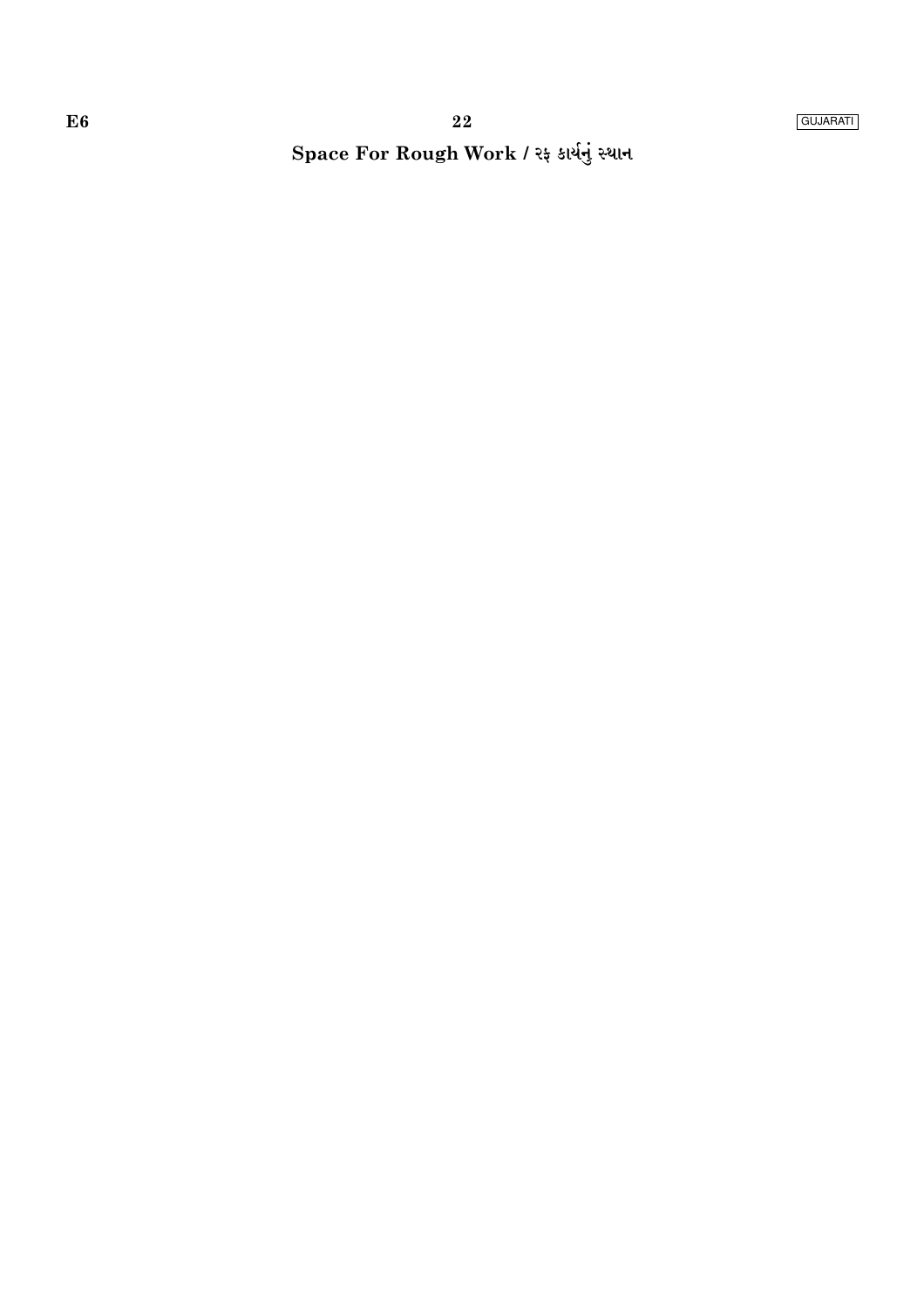**Space For Rough Work / રફ કાર્યનું સ્થાન**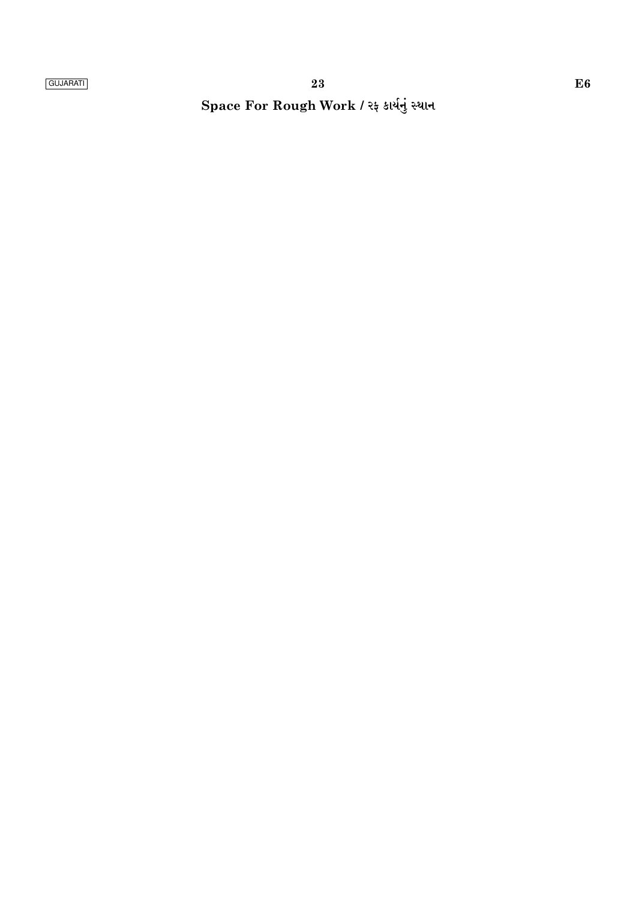**Space For Rough Work / રફ કાર્યનું સ્થાન**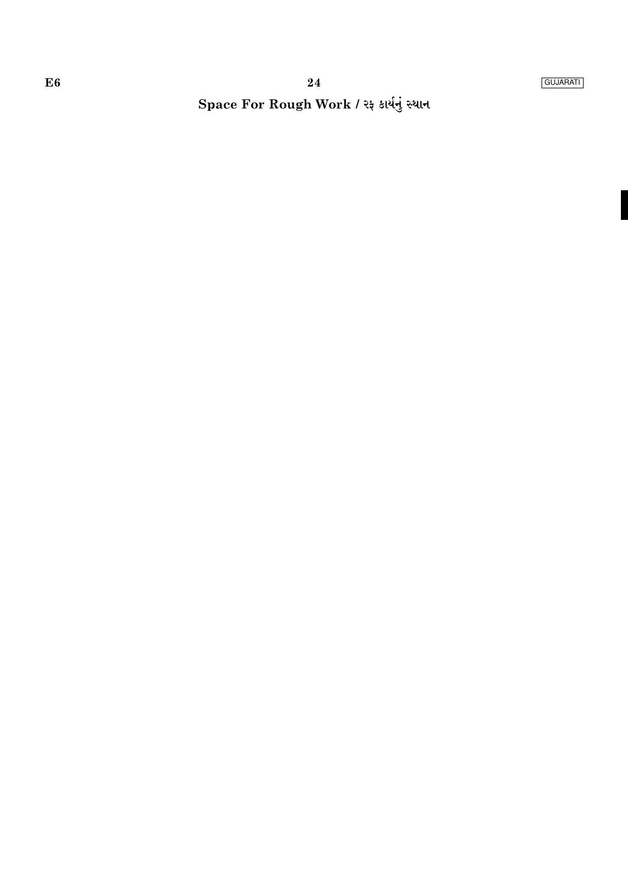## Space For Rough Work / રફ કાર્યનું સ્થાન